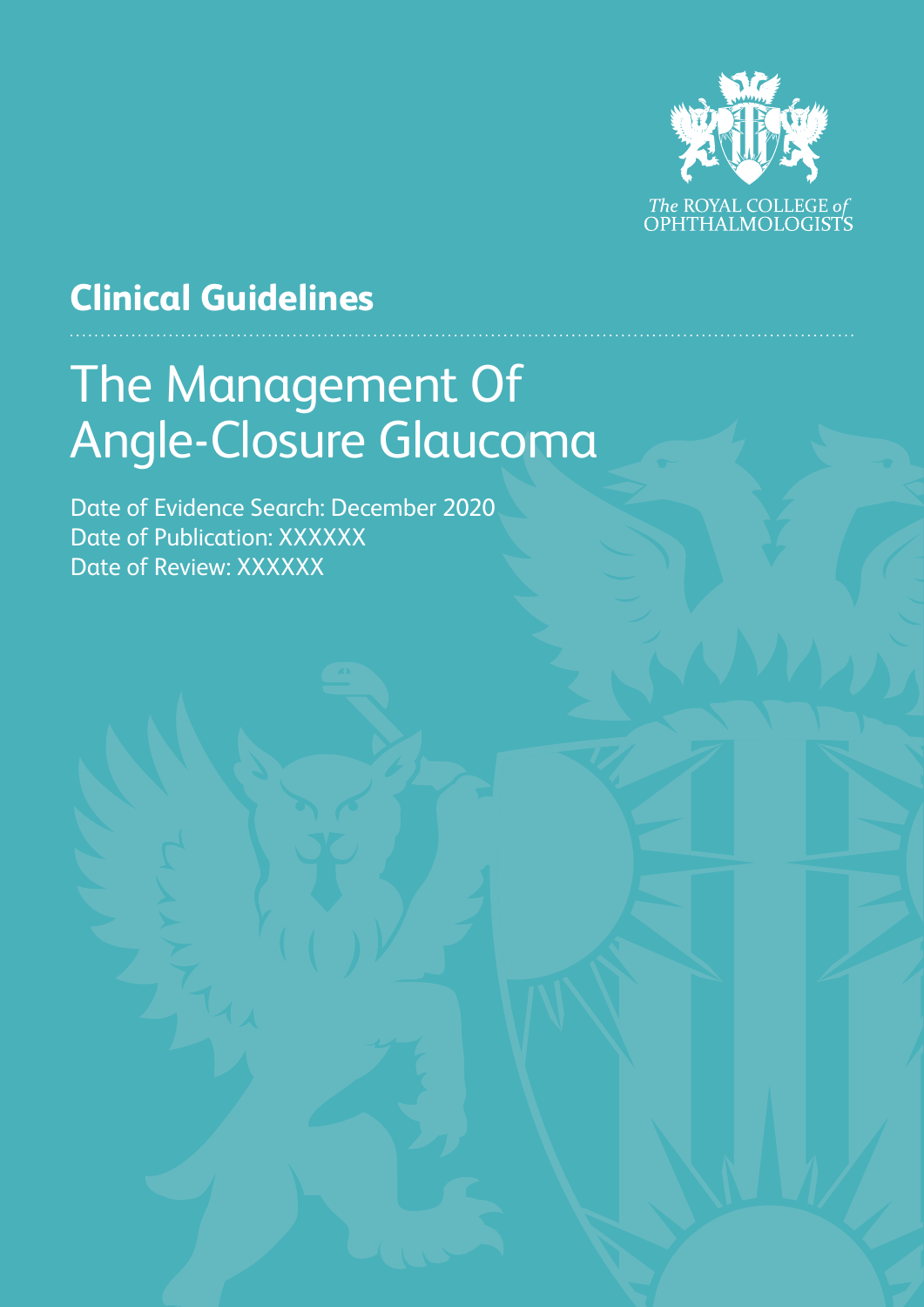The ROYAL COLLEGE of OPHTHALMOLOGISTS

## Clinical Guidelines

# The Management Of Angle-Closure Glaucoma

Date of Evidence Search: December 2020
Date of Publication: XXXXXX
Date of Review: XXXXXX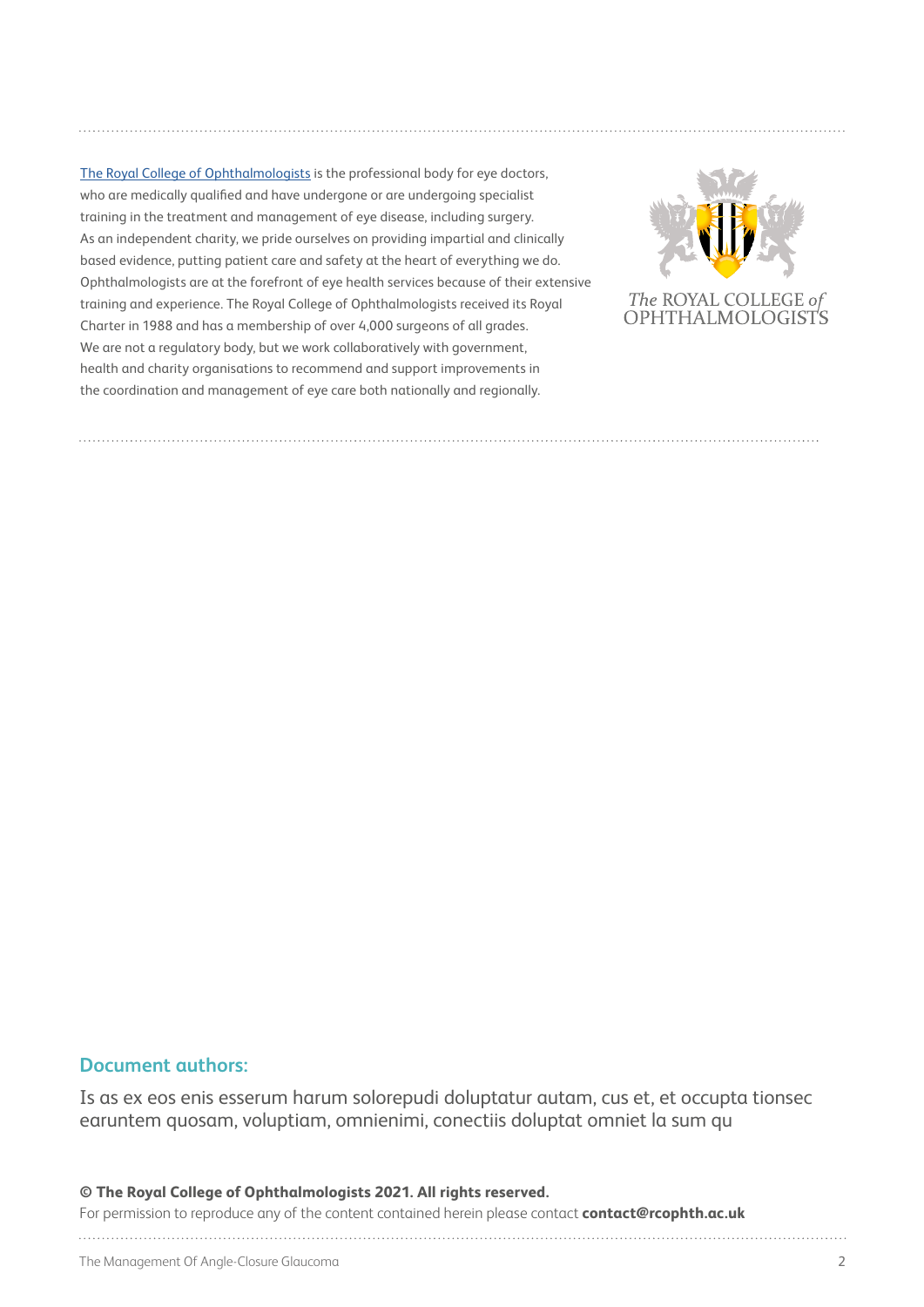[The Royal College of Ophthalmologists](#) is the professional body for eye doctors, who are medically qualified and have undergone or are undergoing specialist training in the treatment and management of eye disease, including surgery. As an independent charity, we pride ourselves on providing impartial and clinically based evidence, putting patient care and safety at the heart of everything we do. Ophthalmologists are at the forefront of eye health services because of their extensive training and experience. The Royal College of Ophthalmologists received its Royal Charter in 1988 and has a membership of over 4,000 surgeons of all grades. We are not a regulatory body, but we work collaboratively with government, health and charity organisations to recommend and support improvements in the coordination and management of eye care both nationally and regionally.

*The* ROYAL COLLEGE *of* OPHTHALMOLOGISTS

## Document authors:

Is as ex eos enis esserum harum solorepudi doluptatur autam, cus et, et occupta tionsec earuntem quosam, voluptiam, omnienimi, conectiis doluptat omniet la sum qu

**© The Royal College of Ophthalmologists 2021. All rights reserved.**

For permission to reproduce any of the content contained herein please contact **contact@rcophth.ac.uk**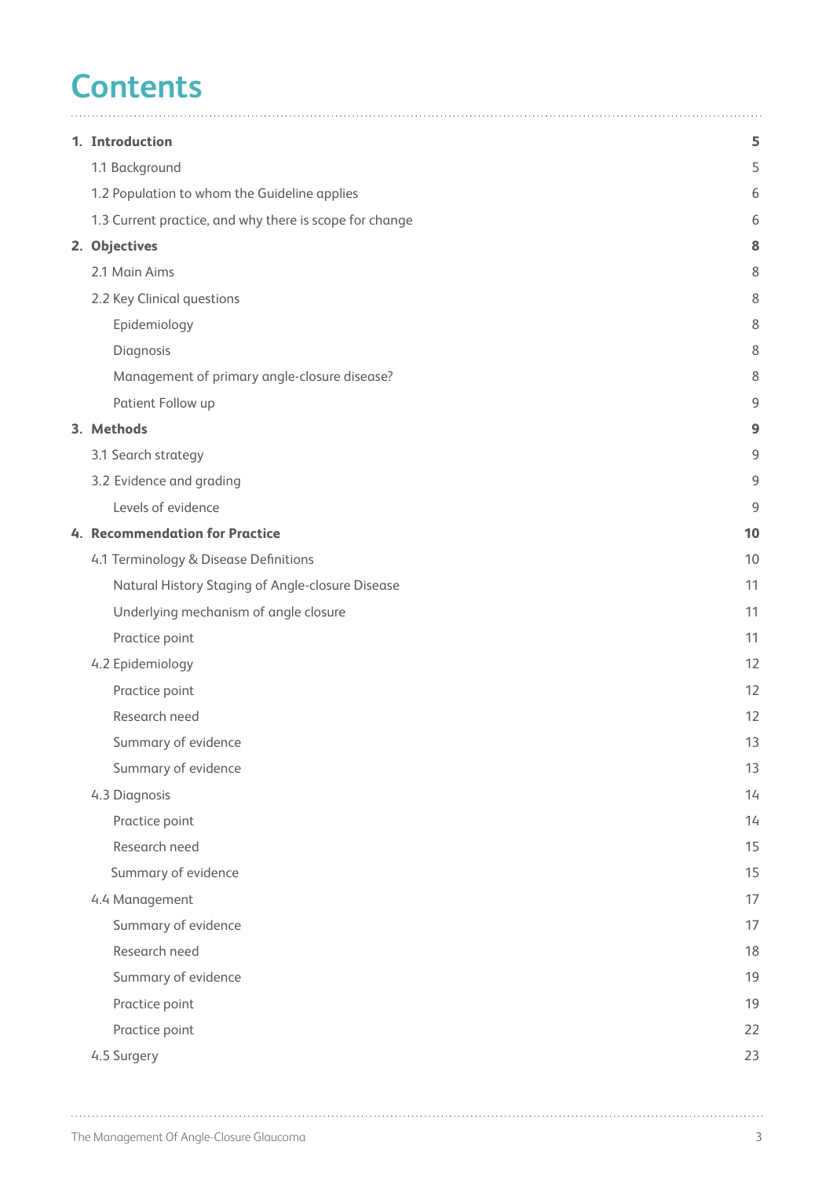# Contents

| | |
|---|---|
| **1. Introduction** | **5** |
| 1.1 Background | 5 |
| 1.2 Population to whom the Guideline applies | 6 |
| 1.3 Current practice, and why there is scope for change | 6 |
| **2. Objectives** | **8** |
| 2.1 Main Aims | 8 |
| 2.2 Key Clinical questions | 8 |
| Epidemiology | 8 |
| Diagnosis | 8 |
| Management of primary angle-closure disease? | 8 |
| Patient Follow up | 9 |
| **3. Methods** | **9** |
| 3.1 Search strategy | 9 |
| 3.2 Evidence and grading | 9 |
| Levels of evidence | 9 |
| **4. Recommendation for Practice** | **10** |
| 4.1 Terminology & Disease Definitions | 10 |
| Natural History Staging of Angle-closure Disease | 11 |
| Underlying mechanism of angle closure | 11 |
| Practice point | 11 |
| 4.2 Epidemiology | 12 |
| Practice point | 12 |
| Research need | 12 |
| Summary of evidence | 13 |
| Summary of evidence | 13 |
| 4.3 Diagnosis | 14 |
| Practice point | 14 |
| Research need | 15 |
| Summary of evidence | 15 |
| 4.4 Management | 17 |
| Summary of evidence | 17 |
| Research need | 18 |
| Summary of evidence | 19 |
| Practice point | 19 |
| Practice point | 22 |
| 4.5 Surgery | 23 |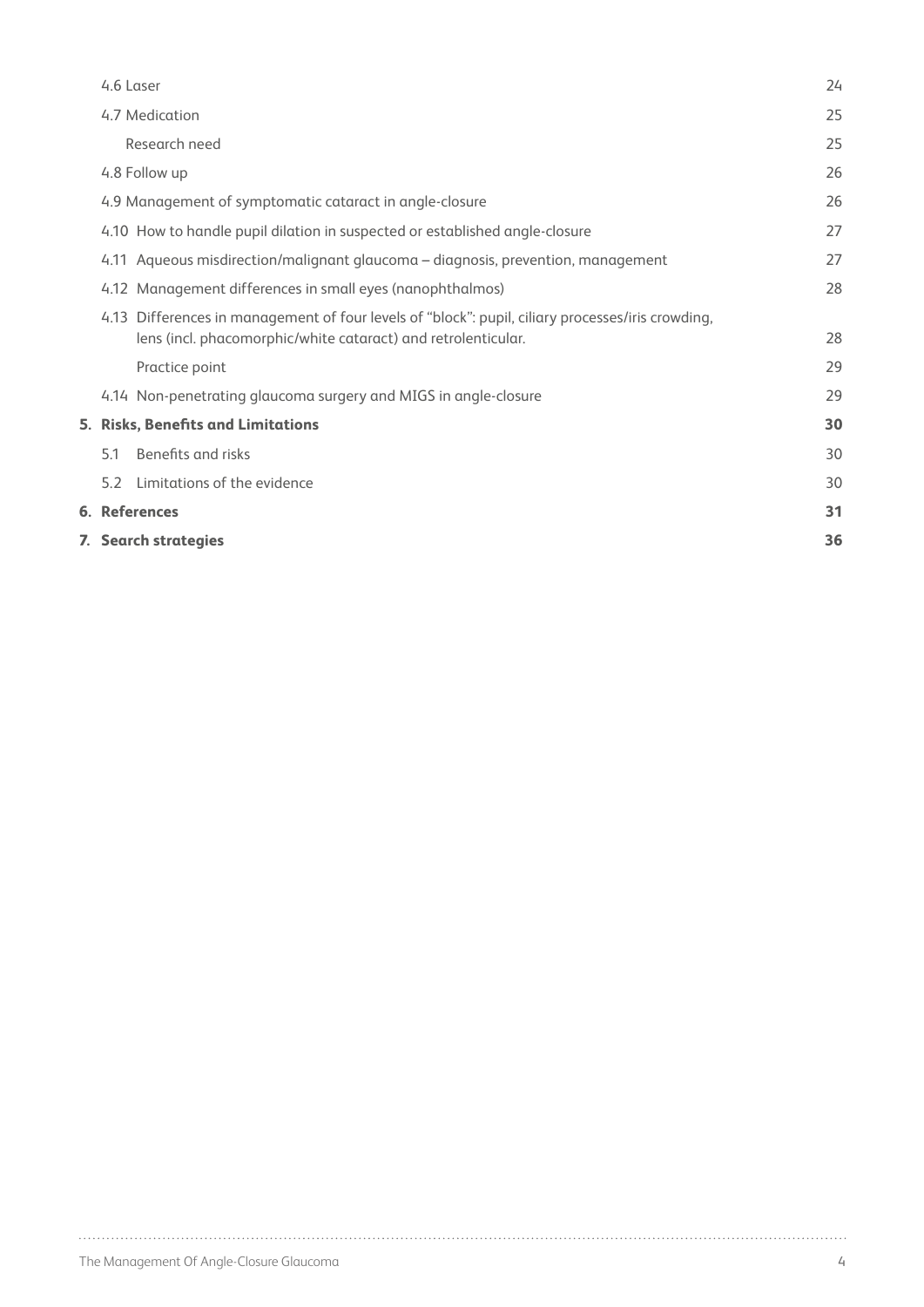- 4.6 Laser 24
- 4.7 Medication 25
  - Research need 25
- 4.8 Follow up 26
- 4.9 Management of symptomatic cataract in angle-closure 26
- 4.10 How to handle pupil dilation in suspected or established angle-closure 27
- 4.11 Aqueous misdirection/malignant glaucoma – diagnosis, prevention, management 27
- 4.12 Management differences in small eyes (nanophthalmos) 28
- 4.13 Differences in management of four levels of "block": pupil, ciliary processes/iris crowding, lens (incl. phacomorphic/white cataract) and retrolenticular. 28
  - Practice point 29
- 4.14 Non-penetrating glaucoma surgery and MIGS in angle-closure 29

**5. Risks, Benefits and Limitations** **30**

- 5.1 Benefits and risks 30
- 5.2 Limitations of the evidence 30

**6. References** **31**

**7. Search strategies** **36**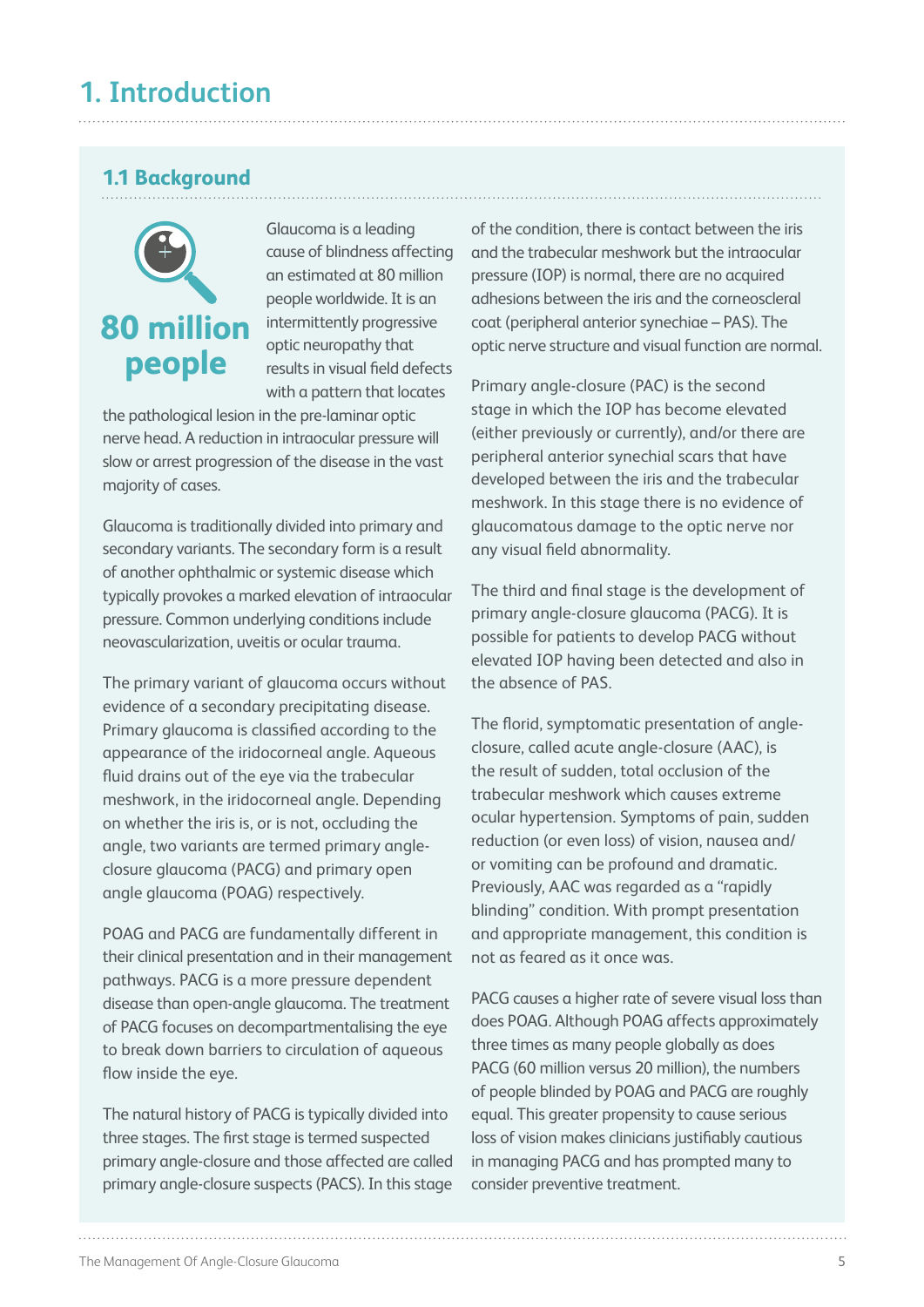# 1. Introduction

## 1.1 Background

**80 million people**

Glaucoma is a leading cause of blindness affecting an estimated at 80 million people worldwide. It is an intermittently progressive optic neuropathy that results in visual field defects with a pattern that locates the pathological lesion in the pre-laminar optic nerve head. A reduction in intraocular pressure will slow or arrest progression of the disease in the vast majority of cases.

Glaucoma is traditionally divided into primary and secondary variants. The secondary form is a result of another ophthalmic or systemic disease which typically provokes a marked elevation of intraocular pressure. Common underlying conditions include neovascularization, uveitis or ocular trauma.

The primary variant of glaucoma occurs without evidence of a secondary precipitating disease. Primary glaucoma is classified according to the appearance of the iridocorneal angle. Aqueous fluid drains out of the eye via the trabecular meshwork, in the iridocorneal angle. Depending on whether the iris is, or is not, occluding the angle, two variants are termed primary angle-closure glaucoma (PACG) and primary open angle glaucoma (POAG) respectively.

POAG and PACG are fundamentally different in their clinical presentation and in their management pathways. PACG is a more pressure dependent disease than open-angle glaucoma. The treatment of PACG focuses on decompartmentalising the eye to break down barriers to circulation of aqueous flow inside the eye.

The natural history of PACG is typically divided into three stages. The first stage is termed suspected primary angle-closure and those affected are called primary angle-closure suspects (PACS). In this stage of the condition, there is contact between the iris and the trabecular meshwork but the intraocular pressure (IOP) is normal, there are no acquired adhesions between the iris and the corneoscleral coat (peripheral anterior synechiae – PAS). The optic nerve structure and visual function are normal.

Primary angle-closure (PAC) is the second stage in which the IOP has become elevated (either previously or currently), and/or there are peripheral anterior synechial scars that have developed between the iris and the trabecular meshwork. In this stage there is no evidence of glaucomatous damage to the optic nerve nor any visual field abnormality.

The third and final stage is the development of primary angle-closure glaucoma (PACG). It is possible for patients to develop PACG without elevated IOP having been detected and also in the absence of PAS.

The florid, symptomatic presentation of angle-closure, called acute angle-closure (AAC), is the result of sudden, total occlusion of the trabecular meshwork which causes extreme ocular hypertension. Symptoms of pain, sudden reduction (or even loss) of vision, nausea and/or vomiting can be profound and dramatic. Previously, AAC was regarded as a “rapidly blinding” condition. With prompt presentation and appropriate management, this condition is not as feared as it once was.

PACG causes a higher rate of severe visual loss than does POAG. Although POAG affects approximately three times as many people globally as does PACG (60 million versus 20 million), the numbers of people blinded by POAG and PACG are roughly equal. This greater propensity to cause serious loss of vision makes clinicians justifiably cautious in managing PACG and has prompted many to consider preventive treatment.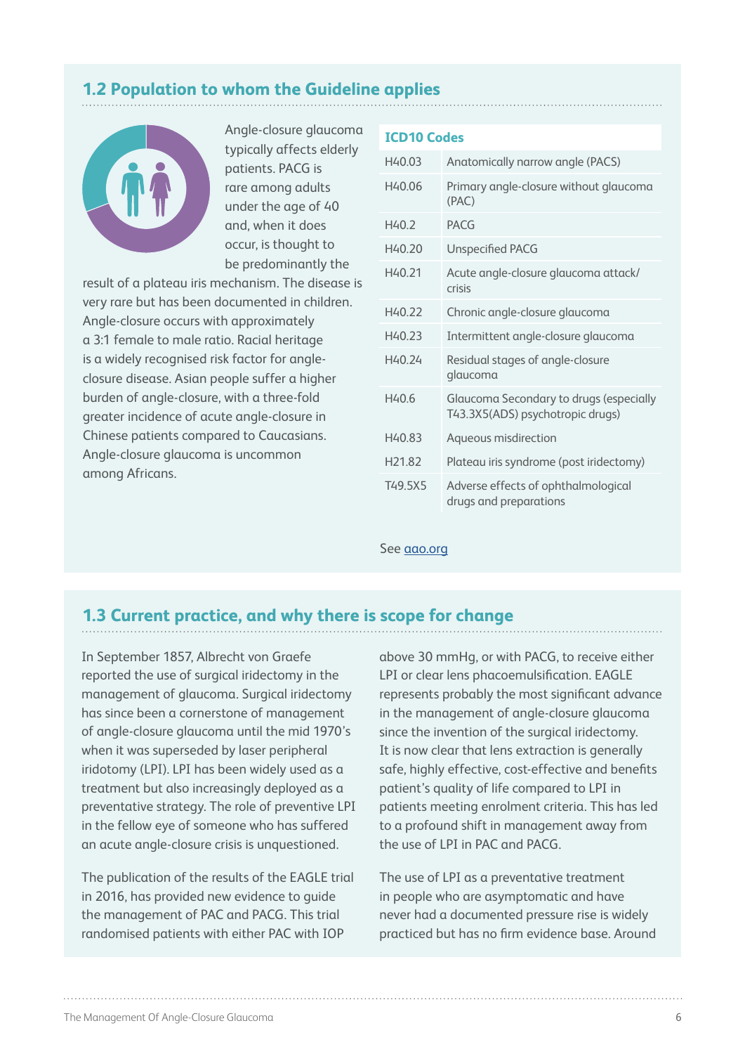## 1.2 Population to whom the Guideline applies

Angle-closure glaucoma typically affects elderly patients. PACG is rare among adults under the age of 40 and, when it does occur, is thought to be predominantly the result of a plateau iris mechanism. The disease is very rare but has been documented in children. Angle-closure occurs with approximately a 3:1 female to male ratio. Racial heritage is a widely recognised risk factor for angle-closure disease. Asian people suffer a higher burden of angle-closure, with a three-fold greater incidence of acute angle-closure in Chinese patients compared to Caucasians. Angle-closure glaucoma is uncommon among Africans.

| ICD10 Codes | |
|---|---|
| H40.03 | Anatomically narrow angle (PACS) |
| H40.06 | Primary angle-closure without glaucoma (PAC) |
| H40.2 | PACG |
| H40.20 | Unspecified PACG |
| H40.21 | Acute angle-closure glaucoma attack/ crisis |
| H40.22 | Chronic angle-closure glaucoma |
| H40.23 | Intermittent angle-closure glaucoma |
| H40.24 | Residual stages of angle-closure glaucoma |
| H40.6 | Glaucoma Secondary to drugs (especially T43.3X5(ADS) psychotropic drugs) |
| H40.83 | Aqueous misdirection |
| H21.82 | Plateau iris syndrome (post iridectomy) |
| T49.5X5 | Adverse effects of ophthalmological drugs and preparations |

See aao.org

## 1.3 Current practice, and why there is scope for change

In September 1857, Albrecht von Graefe reported the use of surgical iridectomy in the management of glaucoma. Surgical iridectomy has since been a cornerstone of management of angle-closure glaucoma until the mid 1970's when it was superseded by laser peripheral iridotomy (LPI). LPI has been widely used as a treatment but also increasingly deployed as a preventative strategy. The role of preventive LPI in the fellow eye of someone who has suffered an acute angle-closure crisis is unquestioned.

The publication of the results of the EAGLE trial in 2016, has provided new evidence to guide the management of PAC and PACG. This trial randomised patients with either PAC with IOP above 30 mmHg, or with PACG, to receive either LPI or clear lens phacoemulsification. EAGLE represents probably the most significant advance in the management of angle-closure glaucoma since the invention of the surgical iridectomy. It is now clear that lens extraction is generally safe, highly effective, cost-effective and benefits patient's quality of life compared to LPI in patients meeting enrolment criteria. This has led to a profound shift in management away from the use of LPI in PAC and PACG.

The use of LPI as a preventative treatment in people who are asymptomatic and have never had a documented pressure rise is widely practiced but has no firm evidence base. Around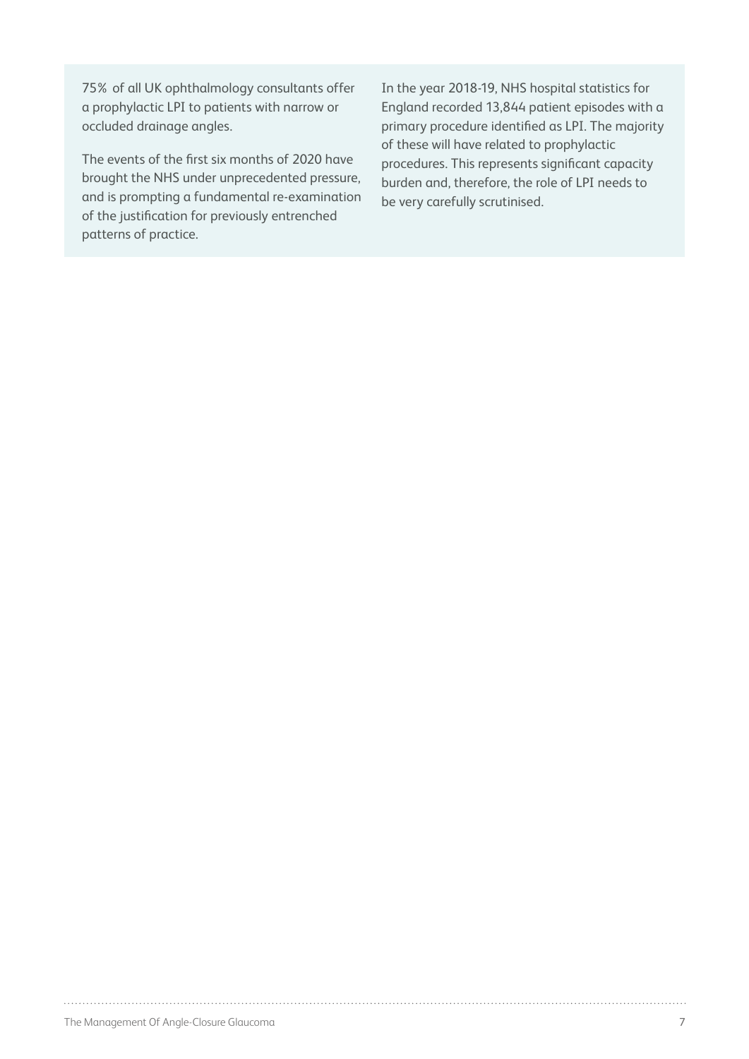75% of all UK ophthalmology consultants offer a prophylactic LPI to patients with narrow or occluded drainage angles.

The events of the first six months of 2020 have brought the NHS under unprecedented pressure, and is prompting a fundamental re-examination of the justification for previously entrenched patterns of practice.

In the year 2018-19, NHS hospital statistics for England recorded 13,844 patient episodes with a primary procedure identified as LPI. The majority of these will have related to prophylactic procedures. This represents significant capacity burden and, therefore, the role of LPI needs to be very carefully scrutinised.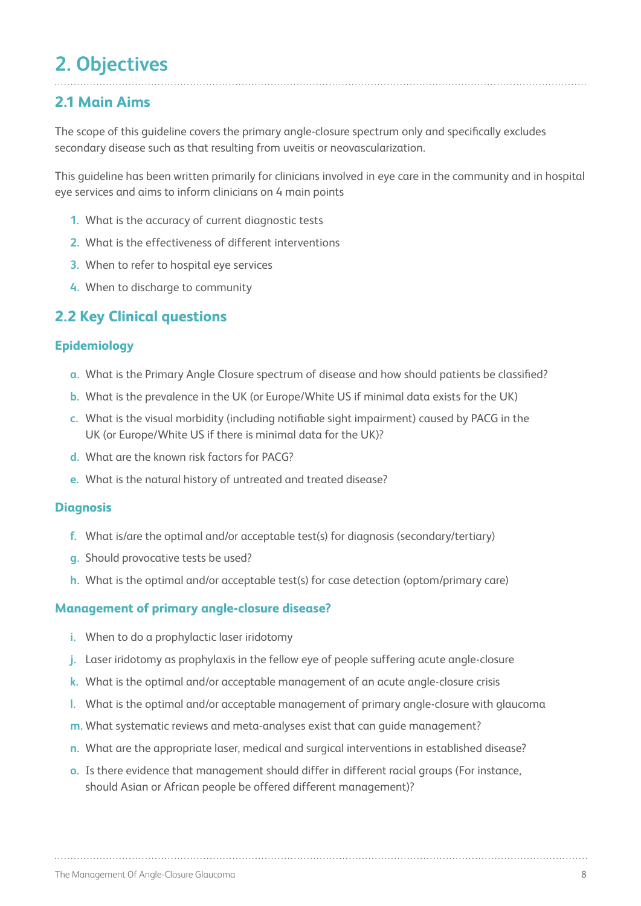# 2. Objectives

## 2.1 Main Aims

The scope of this guideline covers the primary angle-closure spectrum only and specifically excludes secondary disease such as that resulting from uveitis or neovascularization.

This guideline has been written primarily for clinicians involved in eye care in the community and in hospital eye services and aims to inform clinicians on 4 main points

1. What is the accuracy of current diagnostic tests
2. What is the effectiveness of different interventions
3. When to refer to hospital eye services
4. When to discharge to community

## 2.2 Key Clinical questions

### Epidemiology

a. What is the Primary Angle Closure spectrum of disease and how should patients be classified?
b. What is the prevalence in the UK (or Europe/White US if minimal data exists for the UK)
c. What is the visual morbidity (including notifiable sight impairment) caused by PACG in the UK (or Europe/White US if there is minimal data for the UK)?
d. What are the known risk factors for PACG?
e. What is the natural history of untreated and treated disease?

### Diagnosis

f. What is/are the optimal and/or acceptable test(s) for diagnosis (secondary/tertiary)
g. Should provocative tests be used?
h. What is the optimal and/or acceptable test(s) for case detection (optom/primary care)

### Management of primary angle-closure disease?

i. When to do a prophylactic laser iridotomy
j. Laser iridotomy as prophylaxis in the fellow eye of people suffering acute angle-closure
k. What is the optimal and/or acceptable management of an acute angle-closure crisis
l. What is the optimal and/or acceptable management of primary angle-closure with glaucoma
m. What systematic reviews and meta-analyses exist that can guide management?
n. What are the appropriate laser, medical and surgical interventions in established disease?
o. Is there evidence that management should differ in different racial groups (For instance, should Asian or African people be offered different management)?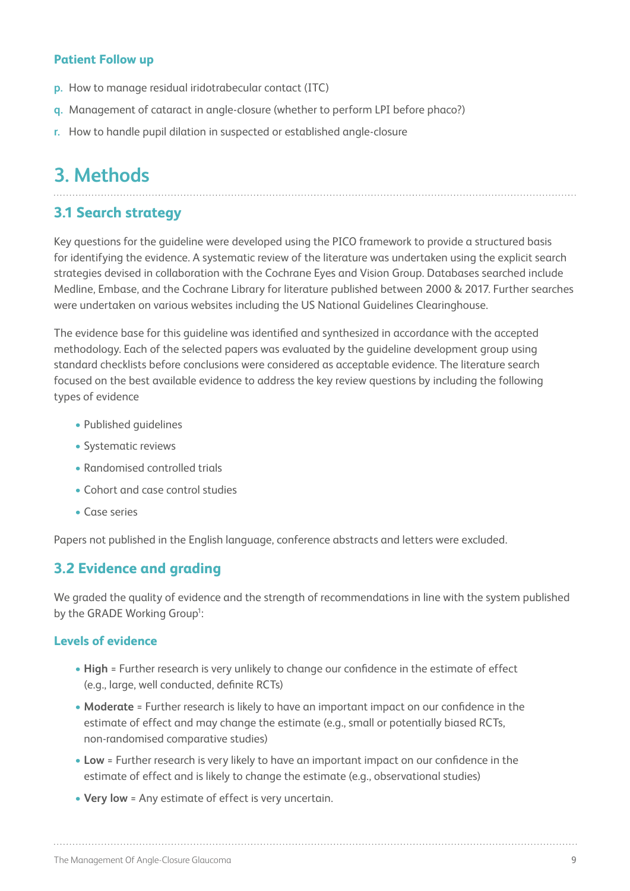### Patient Follow up

p. How to manage residual iridotrabecular contact (ITC)

q. Management of cataract in angle-closure (whether to perform LPI before phaco?)

r. How to handle pupil dilation in suspected or established angle-closure

## 3. Methods

### 3.1 Search strategy

Key questions for the guideline were developed using the PICO framework to provide a structured basis for identifying the evidence. A systematic review of the literature was undertaken using the explicit search strategies devised in collaboration with the Cochrane Eyes and Vision Group. Databases searched include Medline, Embase, and the Cochrane Library for literature published between 2000 & 2017. Further searches were undertaken on various websites including the US National Guidelines Clearinghouse.

The evidence base for this guideline was identified and synthesized in accordance with the accepted methodology. Each of the selected papers was evaluated by the guideline development group using standard checklists before conclusions were considered as acceptable evidence. The literature search focused on the best available evidence to address the key review questions by including the following types of evidence

- Published guidelines
- Systematic reviews
- Randomised controlled trials
- Cohort and case control studies
- Case series

Papers not published in the English language, conference abstracts and letters were excluded.

### 3.2 Evidence and grading

We graded the quality of evidence and the strength of recommendations in line with the system published by the GRADE Working Group[1]:

#### Levels of evidence

- **High** = Further research is very unlikely to change our confidence in the estimate of effect (e.g., large, well conducted, definite RCTs)
- **Moderate** = Further research is likely to have an important impact on our confidence in the estimate of effect and may change the estimate (e.g., small or potentially biased RCTs, non-randomised comparative studies)
- **Low** = Further research is very likely to have an important impact on our confidence in the estimate of effect and is likely to change the estimate (e.g., observational studies)
- **Very low** = Any estimate of effect is very uncertain.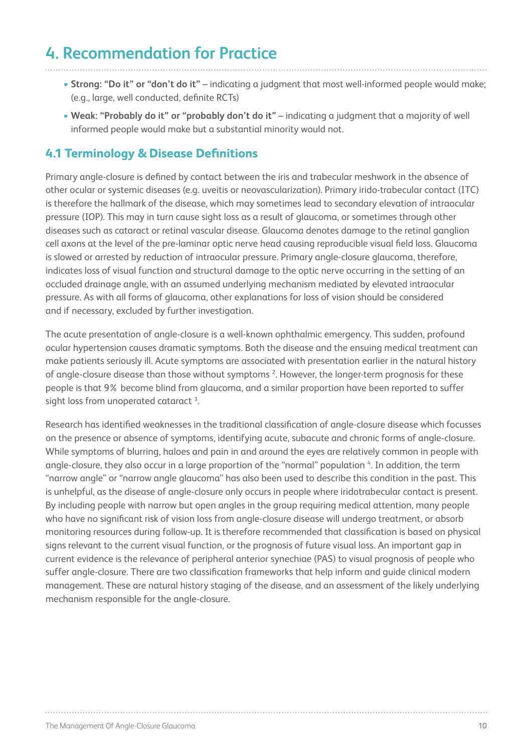# 4. Recommendation for Practice

- **Strong: "Do it" or "don't do it"** – indicating a judgment that most well-informed people would make; (e.g., large, well conducted, definite RCTs)
- **Weak: "Probably do it" or "probably don't do it"** – indicating a judgment that a majority of well informed people would make but a substantial minority would not.

## 4.1 Terminology & Disease Definitions

Primary angle-closure is defined by contact between the iris and trabecular meshwork in the absence of other ocular or systemic diseases (e.g. uveitis or neovascularization). Primary irido-trabecular contact (ITC) is therefore the hallmark of the disease, which may sometimes lead to secondary elevation of intraocular pressure (IOP). This may in turn cause sight loss as a result of glaucoma, or sometimes through other diseases such as cataract or retinal vascular disease. Glaucoma denotes damage to the retinal ganglion cell axons at the level of the pre-laminar optic nerve head causing reproducible visual field loss. Glaucoma is slowed or arrested by reduction of intraocular pressure. Primary angle-closure glaucoma, therefore, indicates loss of visual function and structural damage to the optic nerve occurring in the setting of an occluded drainage angle, with an assumed underlying mechanism mediated by elevated intraocular pressure. As with all forms of glaucoma, other explanations for loss of vision should be considered and if necessary, excluded by further investigation.

The acute presentation of angle-closure is a well-known ophthalmic emergency. This sudden, profound ocular hypertension causes dramatic symptoms. Both the disease and the ensuing medical treatment can make patients seriously ill. Acute symptoms are associated with presentation earlier in the natural history of angle-closure disease than those without symptoms [2]. However, the longer-term prognosis for these people is that 9% become blind from glaucoma, and a similar proportion have been reported to suffer sight loss from unoperated cataract [3].

Research has identified weaknesses in the traditional classification of angle-closure disease which focusses on the presence or absence of symptoms, identifying acute, subacute and chronic forms of angle-closure. While symptoms of blurring, haloes and pain in and around the eyes are relatively common in people with angle-closure, they also occur in a large proportion of the "normal" population [4]. In addition, the term "narrow angle" or "narrow angle glaucoma" has also been used to describe this condition in the past. This is unhelpful, as the disease of angle-closure only occurs in people where iridotrabecular contact is present. By including people with narrow but open angles in the group requiring medical attention, many people who have no significant risk of vision loss from angle-closure disease will undergo treatment, or absorb monitoring resources during follow-up. It is therefore recommended that classification is based on physical signs relevant to the current visual function, or the prognosis of future visual loss. An important gap in current evidence is the relevance of peripheral anterior synechiae (PAS) to visual prognosis of people who suffer angle-closure. There are two classification frameworks that help inform and guide clinical modern management. These are natural history staging of the disease, and an assessment of the likely underlying mechanism responsible for the angle-closure.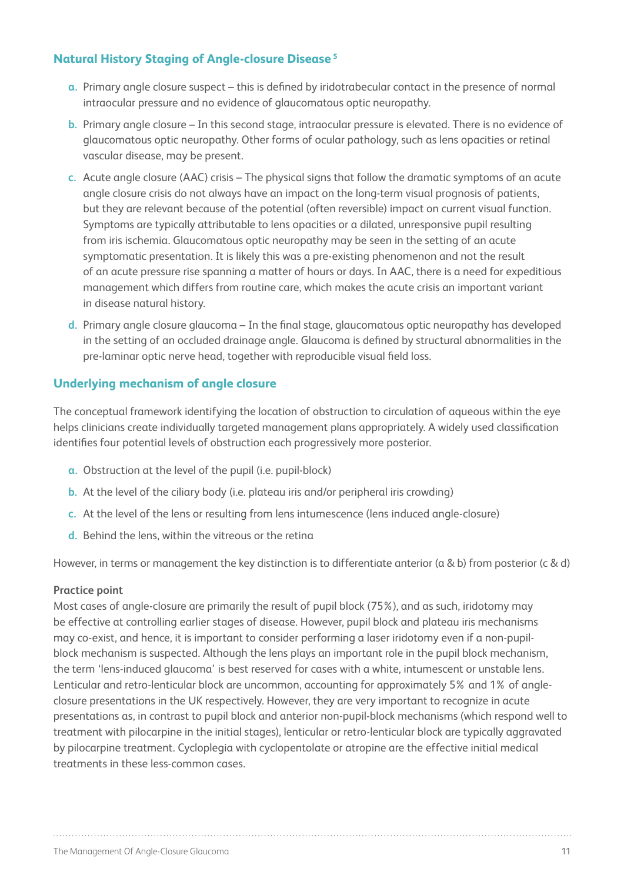## Natural History Staging of Angle-closure Disease [5]

a. Primary angle closure suspect – this is defined by iridotrabecular contact in the presence of normal intraocular pressure and no evidence of glaucomatous optic neuropathy.

b. Primary angle closure – In this second stage, intraocular pressure is elevated. There is no evidence of glaucomatous optic neuropathy. Other forms of ocular pathology, such as lens opacities or retinal vascular disease, may be present.

c. Acute angle closure (AAC) crisis – The physical signs that follow the dramatic symptoms of an acute angle closure crisis do not always have an impact on the long-term visual prognosis of patients, but they are relevant because of the potential (often reversible) impact on current visual function. Symptoms are typically attributable to lens opacities or a dilated, unresponsive pupil resulting from iris ischemia. Glaucomatous optic neuropathy may be seen in the setting of an acute symptomatic presentation. It is likely this was a pre-existing phenomenon and not the result of an acute pressure rise spanning a matter of hours or days. In AAC, there is a need for expeditious management which differs from routine care, which makes the acute crisis an important variant in disease natural history.

d. Primary angle closure glaucoma – In the final stage, glaucomatous optic neuropathy has developed in the setting of an occluded drainage angle. Glaucoma is defined by structural abnormalities in the pre-laminar optic nerve head, together with reproducible visual field loss.

## Underlying mechanism of angle closure

The conceptual framework identifying the location of obstruction to circulation of aqueous within the eye helps clinicians create individually targeted management plans appropriately. A widely used classification identifies four potential levels of obstruction each progressively more posterior.

a. Obstruction at the level of the pupil (i.e. pupil-block)

b. At the level of the ciliary body (i.e. plateau iris and/or peripheral iris crowding)

c. At the level of the lens or resulting from lens intumescence (lens induced angle-closure)

d. Behind the lens, within the vitreous or the retina

However, in terms or management the key distinction is to differentiate anterior (a & b) from posterior (c & d)

**Practice point**

Most cases of angle-closure are primarily the result of pupil block (75%), and as such, iridotomy may be effective at controlling earlier stages of disease. However, pupil block and plateau iris mechanisms may co-exist, and hence, it is important to consider performing a laser iridotomy even if a non-pupil-block mechanism is suspected. Although the lens plays an important role in the pupil block mechanism, the term 'lens-induced glaucoma' is best reserved for cases with a white, intumescent or unstable lens. Lenticular and retro-lenticular block are uncommon, accounting for approximately 5% and 1% of angle-closure presentations in the UK respectively. However, they are very important to recognize in acute presentations as, in contrast to pupil block and anterior non-pupil-block mechanisms (which respond well to treatment with pilocarpine in the initial stages), lenticular or retro-lenticular block are typically aggravated by pilocarpine treatment. Cycloplegia with cyclopentolate or atropine are the effective initial medical treatments in these less-common cases.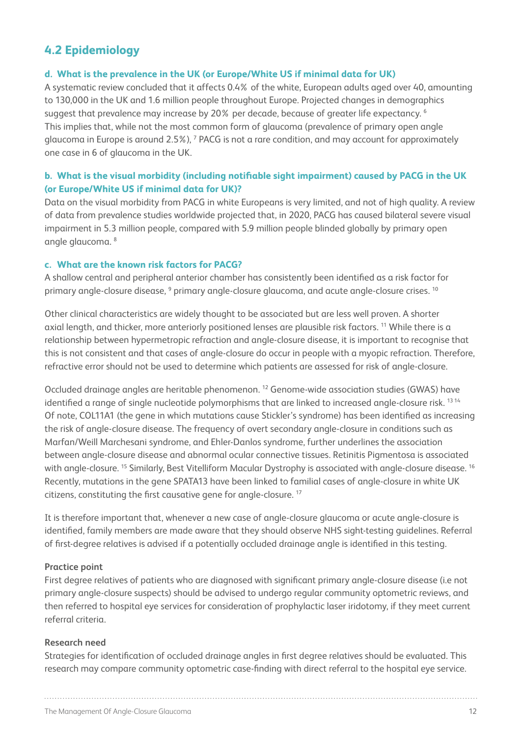## 4.2 Epidemiology

### d. What is the prevalence in the UK (or Europe/White US if minimal data for UK)

A systematic review concluded that it affects 0.4% of the white, European adults aged over 40, amounting to 130,000 in the UK and 1.6 million people throughout Europe. Projected changes in demographics suggest that prevalence may increase by 20% per decade, because of greater life expectancy. [6] This implies that, while not the most common form of glaucoma (prevalence of primary open angle glaucoma in Europe is around 2.5%), [7] PACG is not a rare condition, and may account for approximately one case in 6 of glaucoma in the UK.

### b. What is the visual morbidity (including notifiable sight impairment) caused by PACG in the UK (or Europe/White US if minimal data for UK)?

Data on the visual morbidity from PACG in white Europeans is very limited, and not of high quality. A review of data from prevalence studies worldwide projected that, in 2020, PACG has caused bilateral severe visual impairment in 5.3 million people, compared with 5.9 million people blinded globally by primary open angle glaucoma. [8]

### c. What are the known risk factors for PACG?

A shallow central and peripheral anterior chamber has consistently been identified as a risk factor for primary angle-closure disease, [9] primary angle-closure glaucoma, and acute angle-closure crises. [10]

Other clinical characteristics are widely thought to be associated but are less well proven. A shorter axial length, and thicker, more anteriorly positioned lenses are plausible risk factors. [11] While there is a relationship between hypermetropic refraction and angle-closure disease, it is important to recognise that this is not consistent and that cases of angle-closure do occur in people with a myopic refraction. Therefore, refractive error should not be used to determine which patients are assessed for risk of angle-closure.

Occluded drainage angles are heritable phenomenon. [12] Genome-wide association studies (GWAS) have identified a range of single nucleotide polymorphisms that are linked to increased angle-closure risk. [13,14] Of note, COL11A1 (the gene in which mutations cause Stickler's syndrome) has been identified as increasing the risk of angle-closure disease. The frequency of overt secondary angle-closure in conditions such as Marfan/Weill Marchesani syndrome, and Ehler-Danlos syndrome, further underlines the association between angle-closure disease and abnormal ocular connective tissues. Retinitis Pigmentosa is associated with angle-closure. [15] Similarly, Best Vitelliform Macular Dystrophy is associated with angle-closure disease. [16] Recently, mutations in the gene SPATA13 have been linked to familial cases of angle-closure in white UK citizens, constituting the first causative gene for angle-closure. [17]

It is therefore important that, whenever a new case of angle-closure glaucoma or acute angle-closure is identified, family members are made aware that they should observe NHS sight-testing guidelines. Referral of first-degree relatives is advised if a potentially occluded drainage angle is identified in this testing.

**Practice point**

First degree relatives of patients who are diagnosed with significant primary angle-closure disease (i.e not primary angle-closure suspects) should be advised to undergo regular community optometric reviews, and then referred to hospital eye services for consideration of prophylactic laser iridotomy, if they meet current referral criteria.

**Research need**

Strategies for identification of occluded drainage angles in first degree relatives should be evaluated. This research may compare community optometric case-finding with direct referral to the hospital eye service.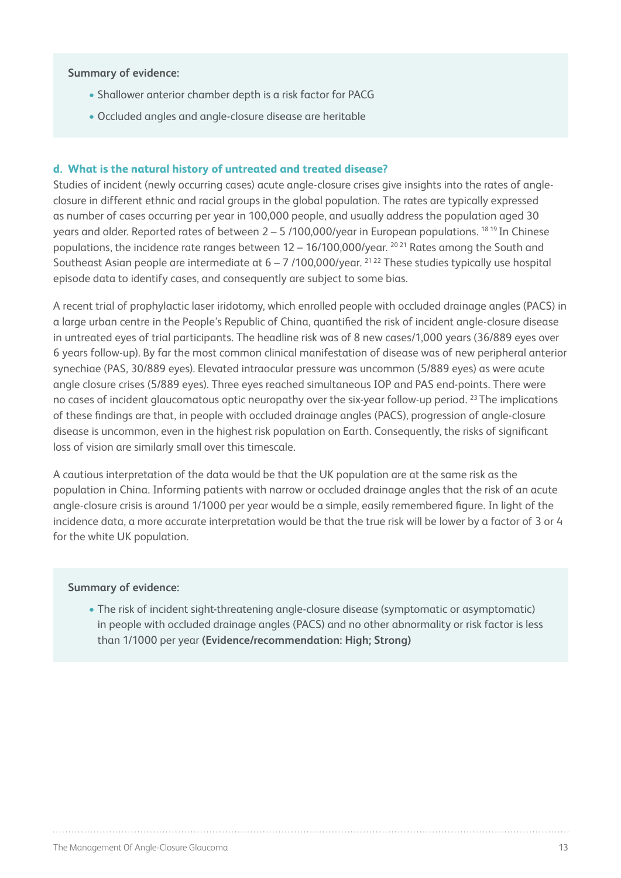**Summary of evidence:**

- Shallower anterior chamber depth is a risk factor for PACG
- Occluded angles and angle-closure disease are heritable

### d. What is the natural history of untreated and treated disease?

Studies of incident (newly occurring cases) acute angle-closure crises give insights into the rates of angle-closure in different ethnic and racial groups in the global population. The rates are typically expressed as number of cases occurring per year in 100,000 people, and usually address the population aged 30 years and older. Reported rates of between 2 – 5 /100,000/year in European populations. [18,19] In Chinese populations, the incidence rate ranges between 12 – 16/100,000/year. [20,21] Rates among the South and Southeast Asian people are intermediate at 6 – 7 /100,000/year. [21,22] These studies typically use hospital episode data to identify cases, and consequently are subject to some bias.

A recent trial of prophylactic laser iridotomy, which enrolled people with occluded drainage angles (PACS) in a large urban centre in the People's Republic of China, quantified the risk of incident angle-closure disease in untreated eyes of trial participants. The headline risk was of 8 new cases/1,000 years (36/889 eyes over 6 years follow-up). By far the most common clinical manifestation of disease was of new peripheral anterior synechiae (PAS, 30/889 eyes). Elevated intraocular pressure was uncommon (5/889 eyes) as were acute angle closure crises (5/889 eyes). Three eyes reached simultaneous IOP and PAS end-points. There were no cases of incident glaucomatous optic neuropathy over the six-year follow-up period. [23] The implications of these findings are that, in people with occluded drainage angles (PACS), progression of angle-closure disease is uncommon, even in the highest risk population on Earth. Consequently, the risks of significant loss of vision are similarly small over this timescale.

A cautious interpretation of the data would be that the UK population are at the same risk as the population in China. Informing patients with narrow or occluded drainage angles that the risk of an acute angle-closure crisis is around 1/1000 per year would be a simple, easily remembered figure. In light of the incidence data, a more accurate interpretation would be that the true risk will be lower by a factor of 3 or 4 for the white UK population.

**Summary of evidence:**

- The risk of incident sight-threatening angle-closure disease (symptomatic or asymptomatic) in people with occluded drainage angles (PACS) and no other abnormality or risk factor is less than 1/1000 per year **(Evidence/recommendation: High; Strong)**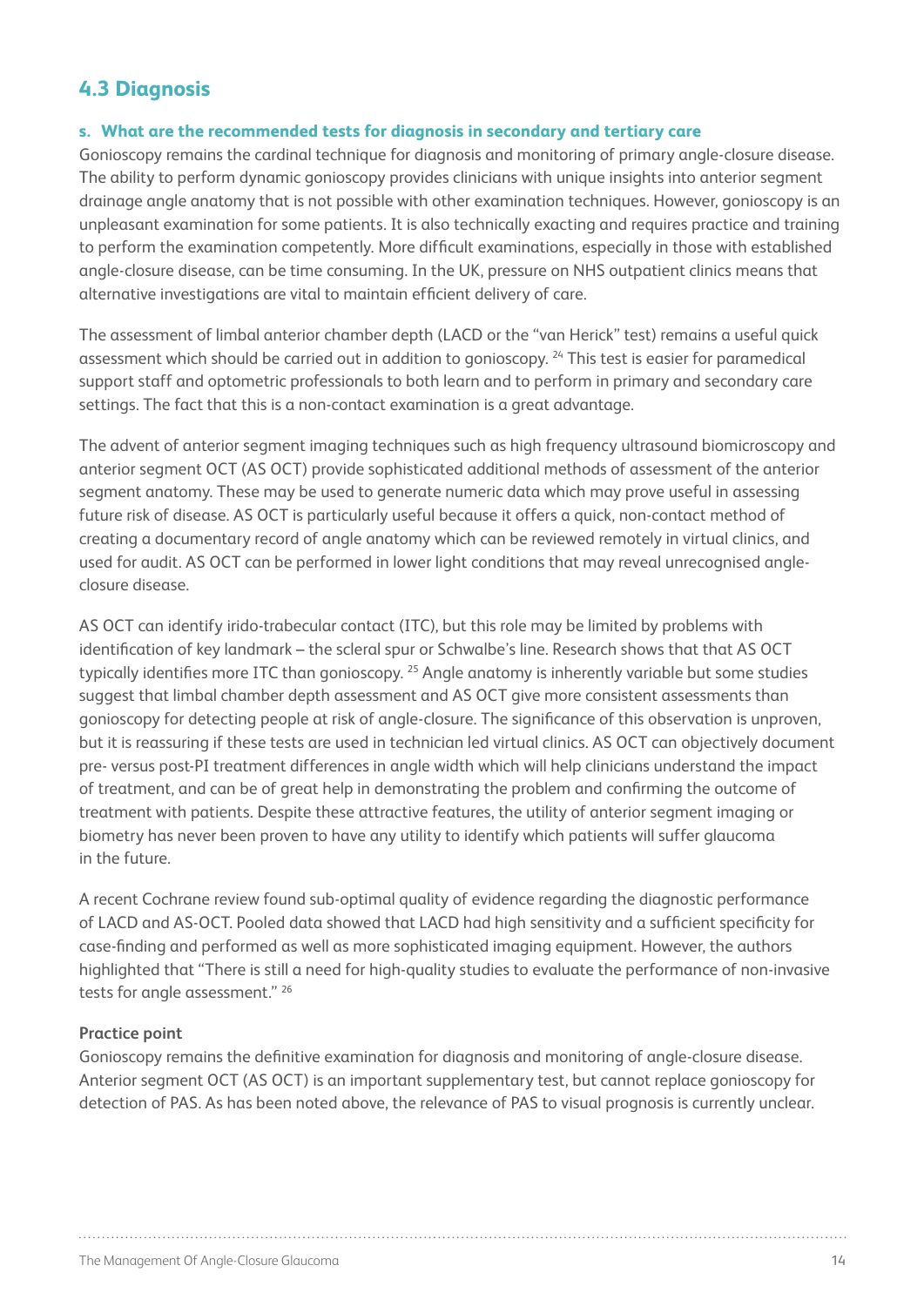## 4.3 Diagnosis

### s. What are the recommended tests for diagnosis in secondary and tertiary care

Gonioscopy remains the cardinal technique for diagnosis and monitoring of primary angle-closure disease. The ability to perform dynamic gonioscopy provides clinicians with unique insights into anterior segment drainage angle anatomy that is not possible with other examination techniques. However, gonioscopy is an unpleasant examination for some patients. It is also technically exacting and requires practice and training to perform the examination competently. More difficult examinations, especially in those with established angle-closure disease, can be time consuming. In the UK, pressure on NHS outpatient clinics means that alternative investigations are vital to maintain efficient delivery of care.

The assessment of limbal anterior chamber depth (LACD or the "van Herick" test) remains a useful quick assessment which should be carried out in addition to gonioscopy. [24] This test is easier for paramedical support staff and optometric professionals to both learn and to perform in primary and secondary care settings. The fact that this is a non-contact examination is a great advantage.

The advent of anterior segment imaging techniques such as high frequency ultrasound biomicroscopy and anterior segment OCT (AS OCT) provide sophisticated additional methods of assessment of the anterior segment anatomy. These may be used to generate numeric data which may prove useful in assessing future risk of disease. AS OCT is particularly useful because it offers a quick, non-contact method of creating a documentary record of angle anatomy which can be reviewed remotely in virtual clinics, and used for audit. AS OCT can be performed in lower light conditions that may reveal unrecognised angle-closure disease.

AS OCT can identify irido-trabecular contact (ITC), but this role may be limited by problems with identification of key landmark – the scleral spur or Schwalbe's line. Research shows that that AS OCT typically identifies more ITC than gonioscopy. [25] Angle anatomy is inherently variable but some studies suggest that limbal chamber depth assessment and AS OCT give more consistent assessments than gonioscopy for detecting people at risk of angle-closure. The significance of this observation is unproven, but it is reassuring if these tests are used in technician led virtual clinics. AS OCT can objectively document pre- versus post-PI treatment differences in angle width which will help clinicians understand the impact of treatment, and can be of great help in demonstrating the problem and confirming the outcome of treatment with patients. Despite these attractive features, the utility of anterior segment imaging or biometry has never been proven to have any utility to identify which patients will suffer glaucoma in the future.

A recent Cochrane review found sub-optimal quality of evidence regarding the diagnostic performance of LACD and AS-OCT. Pooled data showed that LACD had high sensitivity and a sufficient specificity for case-finding and performed as well as more sophisticated imaging equipment. However, the authors highlighted that "There is still a need for high-quality studies to evaluate the performance of non-invasive tests for angle assessment." [26]

**Practice point**

Gonioscopy remains the definitive examination for diagnosis and monitoring of angle-closure disease. Anterior segment OCT (AS OCT) is an important supplementary test, but cannot replace gonioscopy for detection of PAS. As has been noted above, the relevance of PAS to visual prognosis is currently unclear.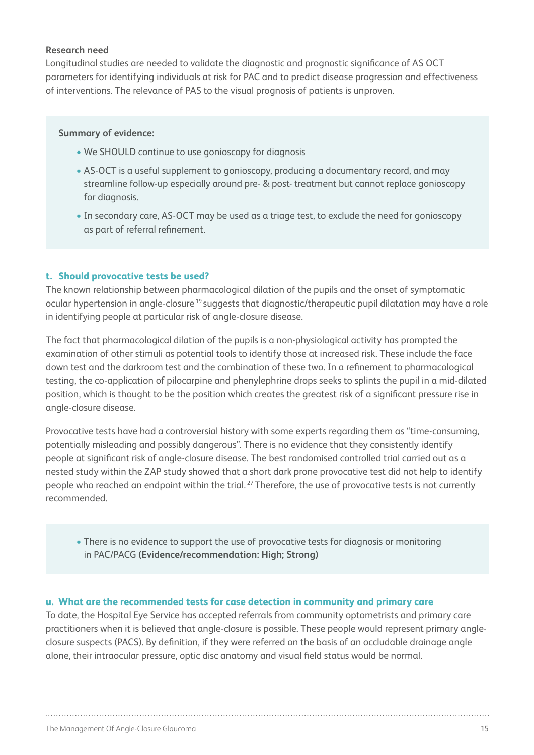**Research need**

Longitudinal studies are needed to validate the diagnostic and prognostic significance of AS OCT parameters for identifying individuals at risk for PAC and to predict disease progression and effectiveness of interventions. The relevance of PAS to the visual prognosis of patients is unproven.

**Summary of evidence:**

- We SHOULD continue to use gonioscopy for diagnosis
- AS-OCT is a useful supplement to gonioscopy, producing a documentary record, and may streamline follow-up especially around pre- & post- treatment but cannot replace gonioscopy for diagnosis.
- In secondary care, AS-OCT may be used as a triage test, to exclude the need for gonioscopy as part of referral refinement.

### t. Should provocative tests be used?

The known relationship between pharmacological dilation of the pupils and the onset of symptomatic ocular hypertension in angle-closure [19] suggests that diagnostic/therapeutic pupil dilatation may have a role in identifying people at particular risk of angle-closure disease.

The fact that pharmacological dilation of the pupils is a non-physiological activity has prompted the examination of other stimuli as potential tools to identify those at increased risk. These include the face down test and the darkroom test and the combination of these two. In a refinement to pharmacological testing, the co-application of pilocarpine and phenylephrine drops seeks to splints the pupil in a mid-dilated position, which is thought to be the position which creates the greatest risk of a significant pressure rise in angle-closure disease.

Provocative tests have had a controversial history with some experts regarding them as "time-consuming, potentially misleading and possibly dangerous". There is no evidence that they consistently identify people at significant risk of angle-closure disease. The best randomised controlled trial carried out as a nested study within the ZAP study showed that a short dark prone provocative test did not help to identify people who reached an endpoint within the trial. [27] Therefore, the use of provocative tests is not currently recommended.

- There is no evidence to support the use of provocative tests for diagnosis or monitoring in PAC/PACG **(Evidence/recommendation: High; Strong)**

### u. What are the recommended tests for case detection in community and primary care

To date, the Hospital Eye Service has accepted referrals from community optometrists and primary care practitioners when it is believed that angle-closure is possible. These people would represent primary angle-closure suspects (PACS). By definition, if they were referred on the basis of an occludable drainage angle alone, their intraocular pressure, optic disc anatomy and visual field status would be normal.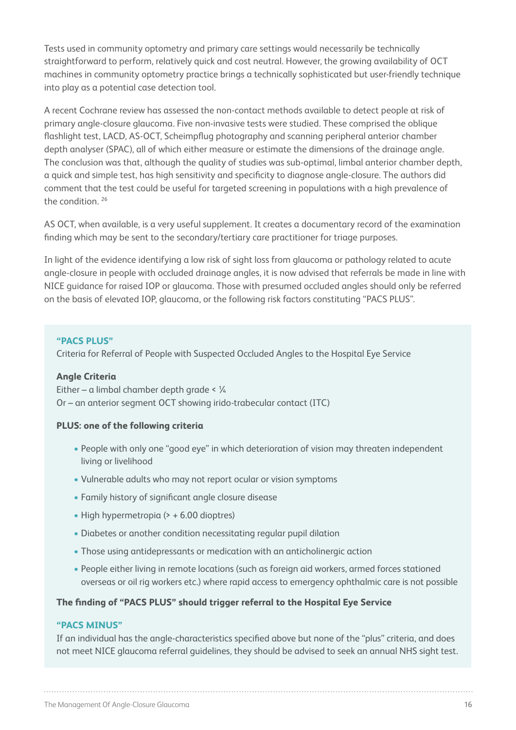Tests used in community optometry and primary care settings would necessarily be technically straightforward to perform, relatively quick and cost neutral. However, the growing availability of OCT machines in community optometry practice brings a technically sophisticated but user-friendly technique into play as a potential case detection tool.

A recent Cochrane review has assessed the non-contact methods available to detect people at risk of primary angle-closure glaucoma. Five non-invasive tests were studied. These comprised the oblique flashlight test, LACD, AS-OCT, Scheimpflug photography and scanning peripheral anterior chamber depth analyser (SPAC), all of which either measure or estimate the dimensions of the drainage angle. The conclusion was that, although the quality of studies was sub-optimal, limbal anterior chamber depth, a quick and simple test, has high sensitivity and specificity to diagnose angle-closure. The authors did comment that the test could be useful for targeted screening in populations with a high prevalence of the condition. [26]

AS OCT, when available, is a very useful supplement. It creates a documentary record of the examination finding which may be sent to the secondary/tertiary care practitioner for triage purposes.

In light of the evidence identifying a low risk of sight loss from glaucoma or pathology related to acute angle-closure in people with occluded drainage angles, it is now advised that referrals be made in line with NICE guidance for raised IOP or glaucoma. Those with presumed occluded angles should only be referred on the basis of elevated IOP, glaucoma, or the following risk factors constituting "PACS PLUS".

### "PACS PLUS"

Criteria for Referral of People with Suspected Occluded Angles to the Hospital Eye Service

**Angle Criteria**

Either – a limbal chamber depth grade < ¼
Or – an anterior segment OCT showing irido-trabecular contact (ITC)

**PLUS: one of the following criteria**

- People with only one "good eye" in which deterioration of vision may threaten independent living or livelihood
- Vulnerable adults who may not report ocular or vision symptoms
- Family history of significant angle closure disease
- High hypermetropia (> + 6.00 dioptres)
- Diabetes or another condition necessitating regular pupil dilation
- Those using antidepressants or medication with an anticholinergic action
- People either living in remote locations (such as foreign aid workers, armed forces stationed overseas or oil rig workers etc.) where rapid access to emergency ophthalmic care is not possible

**The finding of "PACS PLUS" should trigger referral to the Hospital Eye Service**

### "PACS MINUS"

If an individual has the angle-characteristics specified above but none of the "plus" criteria, and does not meet NICE glaucoma referral guidelines, they should be advised to seek an annual NHS sight test.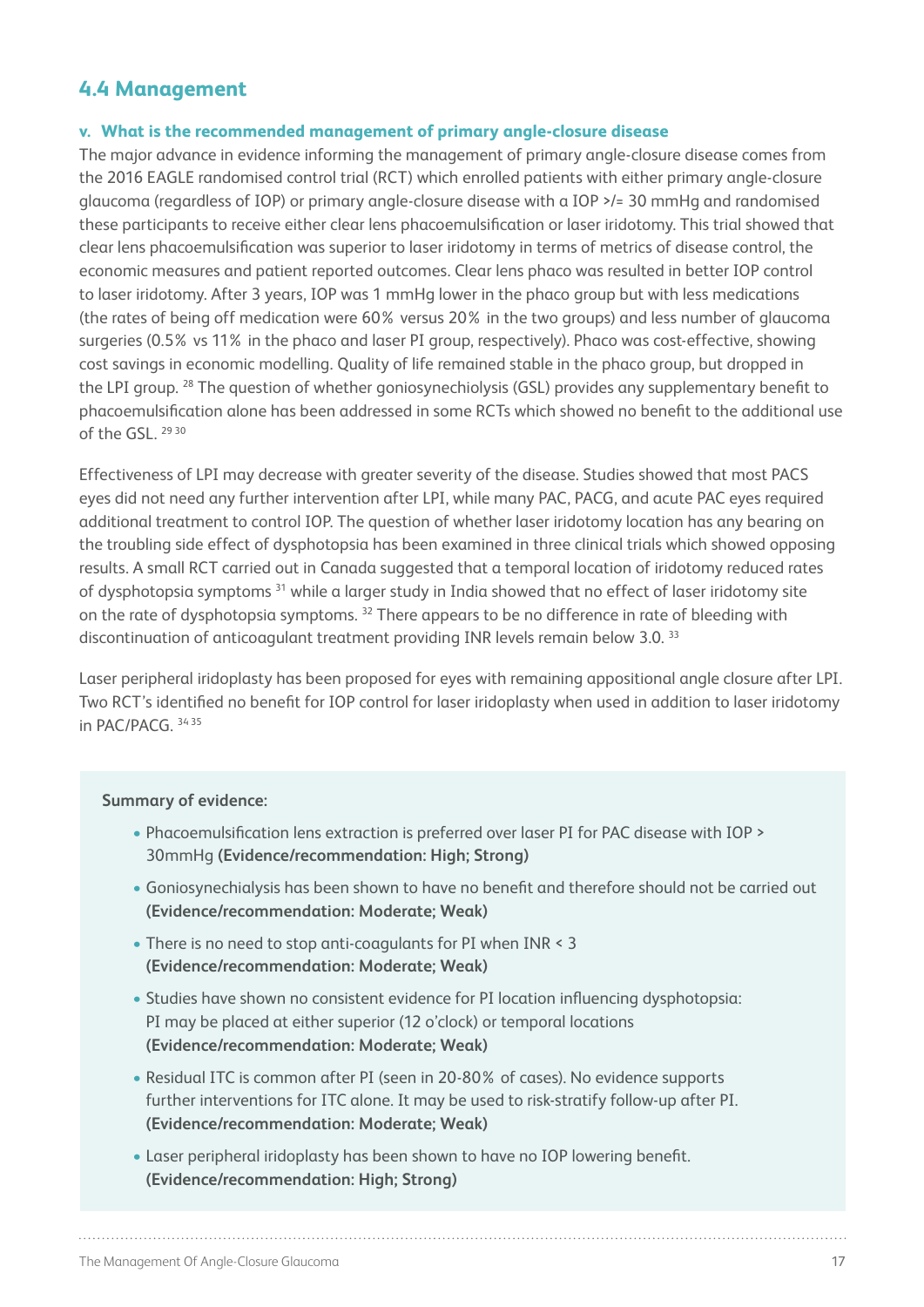## 4.4 Management

### v. What is the recommended management of primary angle-closure disease

The major advance in evidence informing the management of primary angle-closure disease comes from the 2016 EAGLE randomised control trial (RCT) which enrolled patients with either primary angle-closure glaucoma (regardless of IOP) or primary angle-closure disease with a IOP >/= 30 mmHg and randomised these participants to receive either clear lens phacoemulsification or laser iridotomy. This trial showed that clear lens phacoemulsification was superior to laser iridotomy in terms of metrics of disease control, the economic measures and patient reported outcomes. Clear lens phaco was resulted in better IOP control to laser iridotomy. After 3 years, IOP was 1 mmHg lower in the phaco group but with less medications (the rates of being off medication were 60% versus 20% in the two groups) and less number of glaucoma surgeries (0.5% vs 11% in the phaco and laser PI group, respectively). Phaco was cost-effective, showing cost savings in economic modelling. Quality of life remained stable in the phaco group, but dropped in the LPI group.[28] The question of whether goniosynechiolysis (GSL) provides any supplementary benefit to phacoemulsification alone has been addressed in some RCTs which showed no benefit to the additional use of the GSL.[29,30]

Effectiveness of LPI may decrease with greater severity of the disease. Studies showed that most PACS eyes did not need any further intervention after LPI, while many PAC, PACG, and acute PAC eyes required additional treatment to control IOP. The question of whether laser iridotomy location has any bearing on the troubling side effect of dysphotopsia has been examined in three clinical trials which showed opposing results. A small RCT carried out in Canada suggested that a temporal location of iridotomy reduced rates of dysphotopsia symptoms[31] while a larger study in India showed that no effect of laser iridotomy site on the rate of dysphotopsia symptoms.[32] There appears to be no difference in rate of bleeding with discontinuation of anticoagulant treatment providing INR levels remain below 3.0.[33]

Laser peripheral iridoplasty has been proposed for eyes with remaining appositional angle closure after LPI. Two RCT's identified no benefit for IOP control for laser iridoplasty when used in addition to laser iridotomy in PAC/PACG.[34,35]

**Summary of evidence:**

- Phacoemulsification lens extraction is preferred over laser PI for PAC disease with IOP > 30mmHg **(Evidence/recommendation: High; Strong)**
- Goniosynechialysis has been shown to have no benefit and therefore should not be carried out **(Evidence/recommendation: Moderate; Weak)**
- There is no need to stop anti-coagulants for PI when INR < 3 **(Evidence/recommendation: Moderate; Weak)**
- Studies have shown no consistent evidence for PI location influencing dysphotopsia: PI may be placed at either superior (12 o'clock) or temporal locations **(Evidence/recommendation: Moderate; Weak)**
- Residual ITC is common after PI (seen in 20-80% of cases). No evidence supports further interventions for ITC alone. It may be used to risk-stratify follow-up after PI. **(Evidence/recommendation: Moderate; Weak)**
- Laser peripheral iridoplasty has been shown to have no IOP lowering benefit. **(Evidence/recommendation: High; Strong)**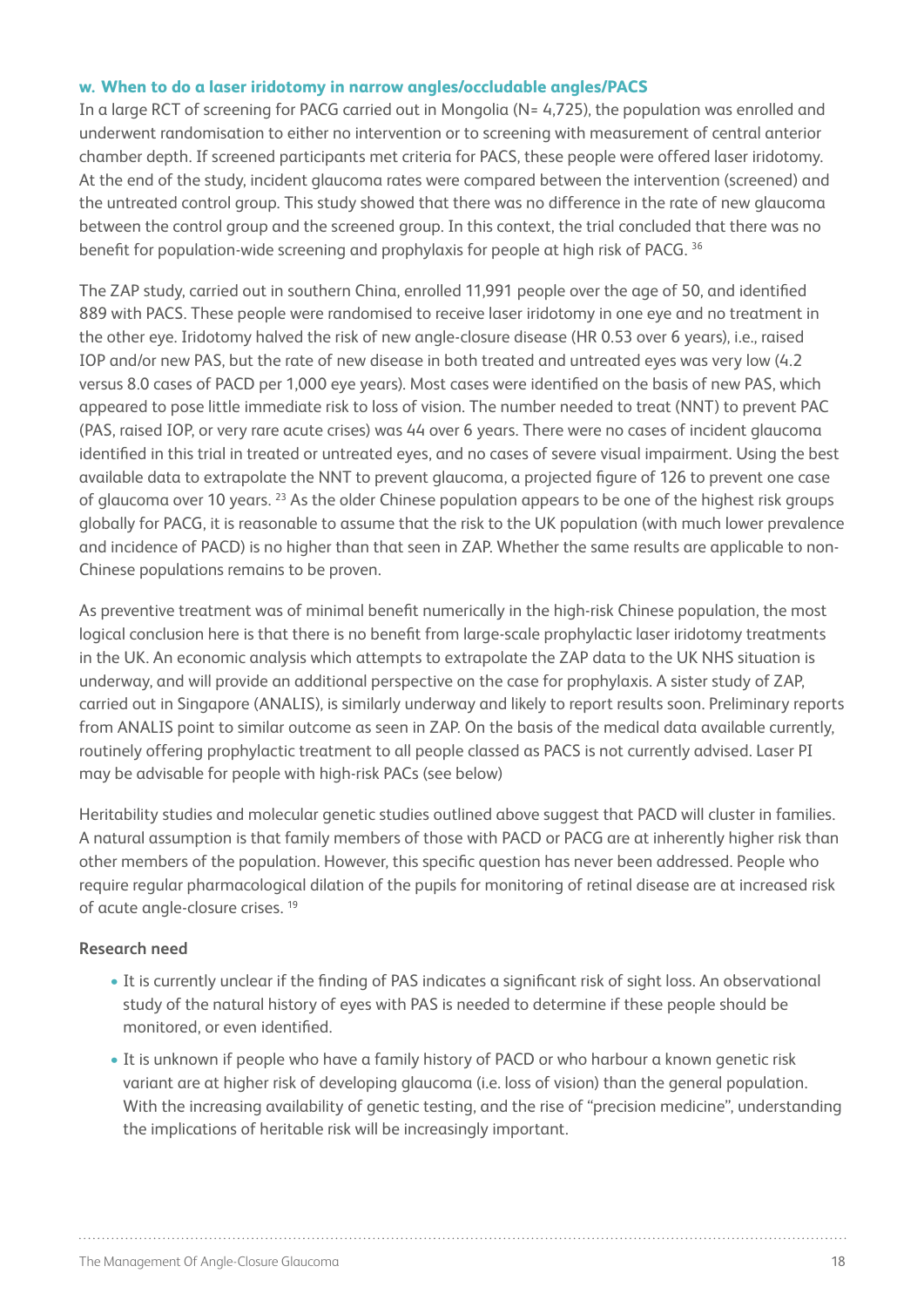### w. When to do a laser iridotomy in narrow angles/occludable angles/PACS

In a large RCT of screening for PACG carried out in Mongolia (N= 4,725), the population was enrolled and underwent randomisation to either no intervention or to screening with measurement of central anterior chamber depth. If screened participants met criteria for PACS, these people were offered laser iridotomy. At the end of the study, incident glaucoma rates were compared between the intervention (screened) and the untreated control group. This study showed that there was no difference in the rate of new glaucoma between the control group and the screened group. In this context, the trial concluded that there was no benefit for population-wide screening and prophylaxis for people at high risk of PACG. [36]

The ZAP study, carried out in southern China, enrolled 11,991 people over the age of 50, and identified 889 with PACS. These people were randomised to receive laser iridotomy in one eye and no treatment in the other eye. Iridotomy halved the risk of new angle-closure disease (HR 0.53 over 6 years), i.e., raised IOP and/or new PAS, but the rate of new disease in both treated and untreated eyes was very low (4.2 versus 8.0 cases of PACD per 1,000 eye years). Most cases were identified on the basis of new PAS, which appeared to pose little immediate risk to loss of vision. The number needed to treat (NNT) to prevent PAC (PAS, raised IOP, or very rare acute crises) was 44 over 6 years. There were no cases of incident glaucoma identified in this trial in treated or untreated eyes, and no cases of severe visual impairment. Using the best available data to extrapolate the NNT to prevent glaucoma, a projected figure of 126 to prevent one case of glaucoma over 10 years. [23] As the older Chinese population appears to be one of the highest risk groups globally for PACG, it is reasonable to assume that the risk to the UK population (with much lower prevalence and incidence of PACD) is no higher than that seen in ZAP. Whether the same results are applicable to non-Chinese populations remains to be proven.

As preventive treatment was of minimal benefit numerically in the high-risk Chinese population, the most logical conclusion here is that there is no benefit from large-scale prophylactic laser iridotomy treatments in the UK. An economic analysis which attempts to extrapolate the ZAP data to the UK NHS situation is underway, and will provide an additional perspective on the case for prophylaxis. A sister study of ZAP, carried out in Singapore (ANALIS), is similarly underway and likely to report results soon. Preliminary reports from ANALIS point to similar outcome as seen in ZAP. On the basis of the medical data available currently, routinely offering prophylactic treatment to all people classed as PACS is not currently advised. Laser PI may be advisable for people with high-risk PACs (see below)

Heritability studies and molecular genetic studies outlined above suggest that PACD will cluster in families. A natural assumption is that family members of those with PACD or PACG are at inherently higher risk than other members of the population. However, this specific question has never been addressed. People who require regular pharmacological dilation of the pupils for monitoring of retinal disease are at increased risk of acute angle-closure crises. [19]

**Research need**

- It is currently unclear if the finding of PAS indicates a significant risk of sight loss. An observational study of the natural history of eyes with PAS is needed to determine if these people should be monitored, or even identified.
- It is unknown if people who have a family history of PACD or who harbour a known genetic risk variant are at higher risk of developing glaucoma (i.e. loss of vision) than the general population. With the increasing availability of genetic testing, and the rise of "precision medicine", understanding the implications of heritable risk will be increasingly important.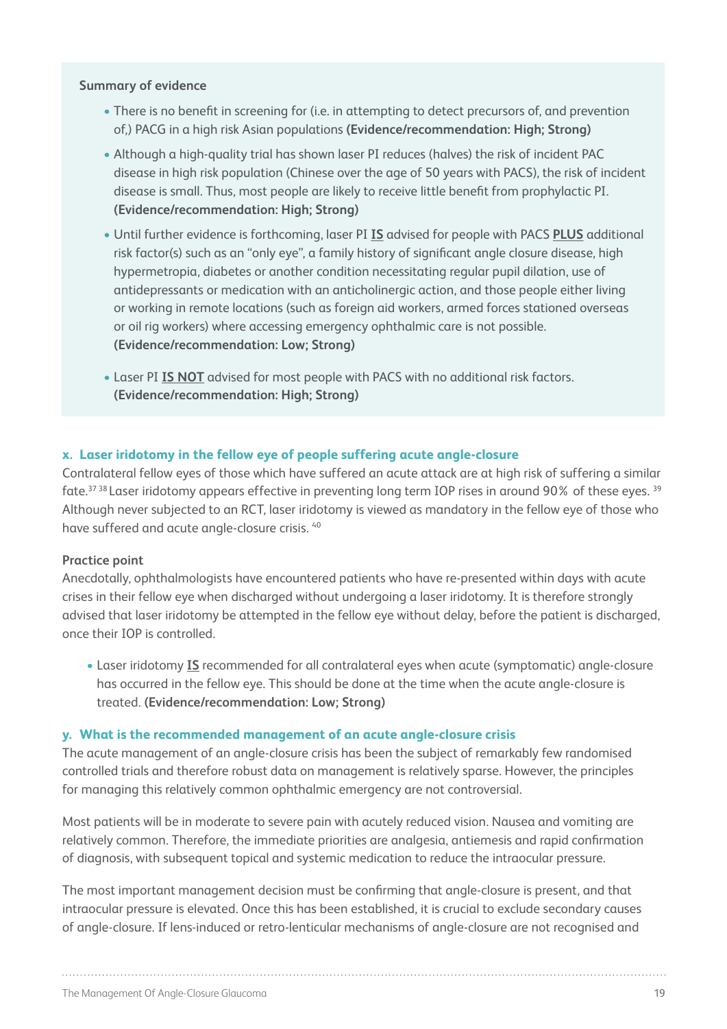**Summary of evidence**

- There is no benefit in screening for (i.e. in attempting to detect precursors of, and prevention of,) PACG in a high risk Asian populations **(Evidence/recommendation: High; Strong)**
- Although a high-quality trial has shown laser PI reduces (halves) the risk of incident PAC disease in high risk population (Chinese over the age of 50 years with PACS), the risk of incident disease is small. Thus, most people are likely to receive little benefit from prophylactic PI. **(Evidence/recommendation: High; Strong)**
- Until further evidence is forthcoming, laser PI **IS** advised for people with PACS **PLUS** additional risk factor(s) such as an "only eye", a family history of significant angle closure disease, high hypermetropia, diabetes or another condition necessitating regular pupil dilation, use of antidepressants or medication with an anticholinergic action, and those people either living or working in remote locations (such as foreign aid workers, armed forces stationed overseas or oil rig workers) where accessing emergency ophthalmic care is not possible. **(Evidence/recommendation: Low; Strong)**
- Laser PI **IS NOT** advised for most people with PACS with no additional risk factors. **(Evidence/recommendation: High; Strong)**

### x. Laser iridotomy in the fellow eye of people suffering acute angle-closure

Contralateral fellow eyes of those which have suffered an acute attack are at high risk of suffering a similar fate.[37 38] Laser iridotomy appears effective in preventing long term IOP rises in around 90% of these eyes. [39] Although never subjected to an RCT, laser iridotomy is viewed as mandatory in the fellow eye of those who have suffered and acute angle-closure crisis. [40]

**Practice point**

Anecdotally, ophthalmologists have encountered patients who have re-presented within days with acute crises in their fellow eye when discharged without undergoing a laser iridotomy. It is therefore strongly advised that laser iridotomy be attempted in the fellow eye without delay, before the patient is discharged, once their IOP is controlled.

- Laser iridotomy **IS** recommended for all contralateral eyes when acute (symptomatic) angle-closure has occurred in the fellow eye. This should be done at the time when the acute angle-closure is treated. **(Evidence/recommendation: Low; Strong)**

### y. What is the recommended management of an acute angle-closure crisis

The acute management of an angle-closure crisis has been the subject of remarkably few randomised controlled trials and therefore robust data on management is relatively sparse. However, the principles for managing this relatively common ophthalmic emergency are not controversial.

Most patients will be in moderate to severe pain with acutely reduced vision. Nausea and vomiting are relatively common. Therefore, the immediate priorities are analgesia, antiemesis and rapid confirmation of diagnosis, with subsequent topical and systemic medication to reduce the intraocular pressure.

The most important management decision must be confirming that angle-closure is present, and that intraocular pressure is elevated. Once this has been established, it is crucial to exclude secondary causes of angle-closure. If lens-induced or retro-lenticular mechanisms of angle-closure are not recognised and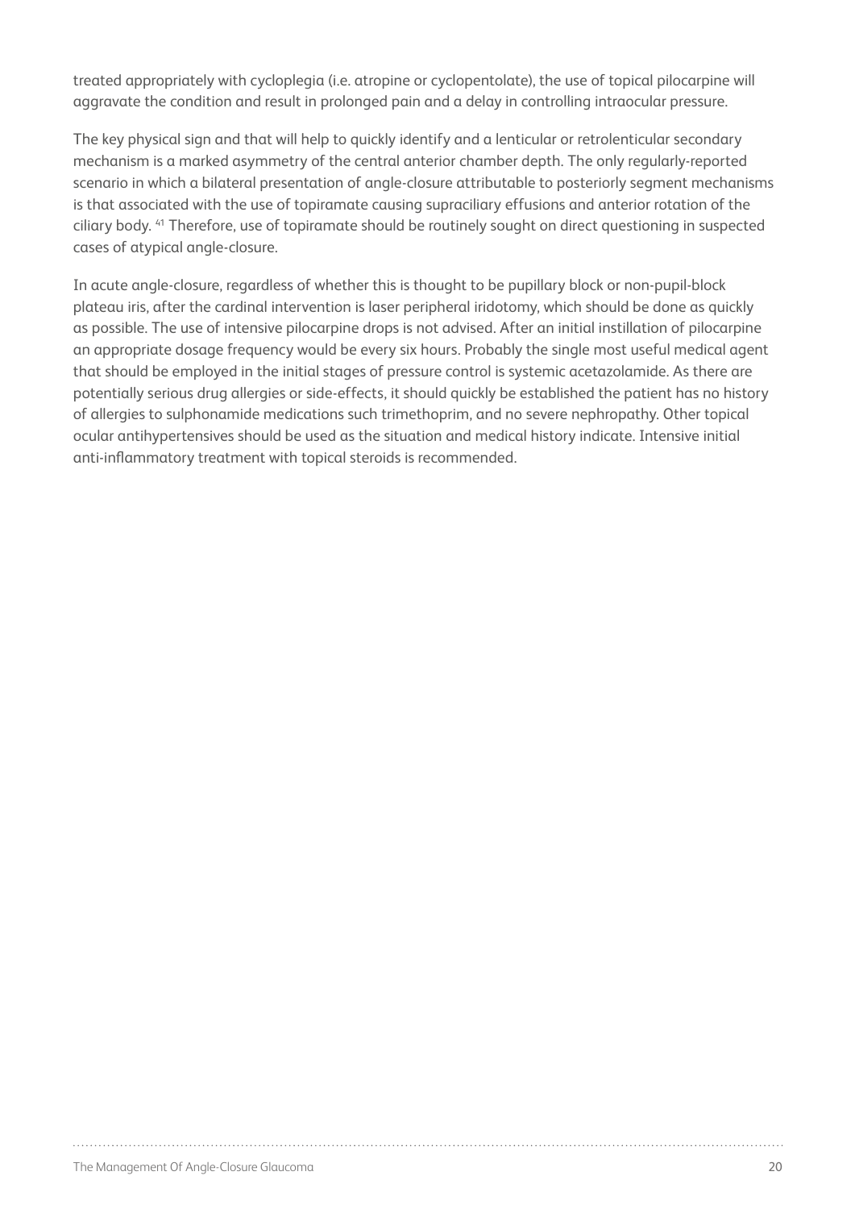treated appropriately with cycloplegia (i.e. atropine or cyclopentolate), the use of topical pilocarpine will aggravate the condition and result in prolonged pain and a delay in controlling intraocular pressure.

The key physical sign and that will help to quickly identify and a lenticular or retrolenticular secondary mechanism is a marked asymmetry of the central anterior chamber depth. The only regularly-reported scenario in which a bilateral presentation of angle-closure attributable to posteriorly segment mechanisms is that associated with the use of topiramate causing supraciliary effusions and anterior rotation of the ciliary body. [41] Therefore, use of topiramate should be routinely sought on direct questioning in suspected cases of atypical angle-closure.

In acute angle-closure, regardless of whether this is thought to be pupillary block or non-pupil-block plateau iris, after the cardinal intervention is laser peripheral iridotomy, which should be done as quickly as possible. The use of intensive pilocarpine drops is not advised. After an initial instillation of pilocarpine an appropriate dosage frequency would be every six hours. Probably the single most useful medical agent that should be employed in the initial stages of pressure control is systemic acetazolamide. As there are potentially serious drug allergies or side-effects, it should quickly be established the patient has no history of allergies to sulphonamide medications such trimethoprim, and no severe nephropathy. Other topical ocular antihypertensives should be used as the situation and medical history indicate. Intensive initial anti-inflammatory treatment with topical steroids is recommended.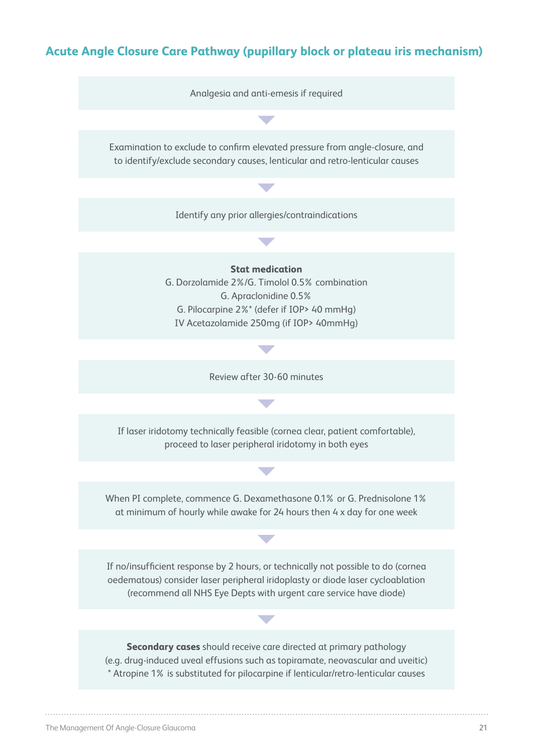## Acute Angle Closure Care Pathway (pupillary block or plateau iris mechanism)

Analgesia and anti-emesis if required

▼

Examination to exclude to confirm elevated pressure from angle-closure, and to identify/exclude secondary causes, lenticular and retro-lenticular causes

▼

Identify any prior allergies/contraindications

▼

**Stat medication**
G. Dorzolamide 2%/G. Timolol 0.5% combination
G. Apraclonidine 0.5%
G. Pilocarpine 2%* (defer if IOP> 40 mmHg)
IV Acetazolamide 250mg (if IOP> 40mmHg)

▼

Review after 30-60 minutes

▼

If laser iridotomy technically feasible (cornea clear, patient comfortable), proceed to laser peripheral iridotomy in both eyes

▼

When PI complete, commence G. Dexamethasone 0.1% or G. Prednisolone 1% at minimum of hourly while awake for 24 hours then 4 x day for one week

▼

If no/insufficient response by 2 hours, or technically not possible to do (cornea oedematous) consider laser peripheral iridoplasty or diode laser cycloablation (recommend all NHS Eye Depts with urgent care service have diode)

▼

**Secondary cases** should receive care directed at primary pathology (e.g. drug-induced uveal effusions such as topiramate, neovascular and uveitic)
* Atropine 1% is substituted for pilocarpine if lenticular/retro-lenticular causes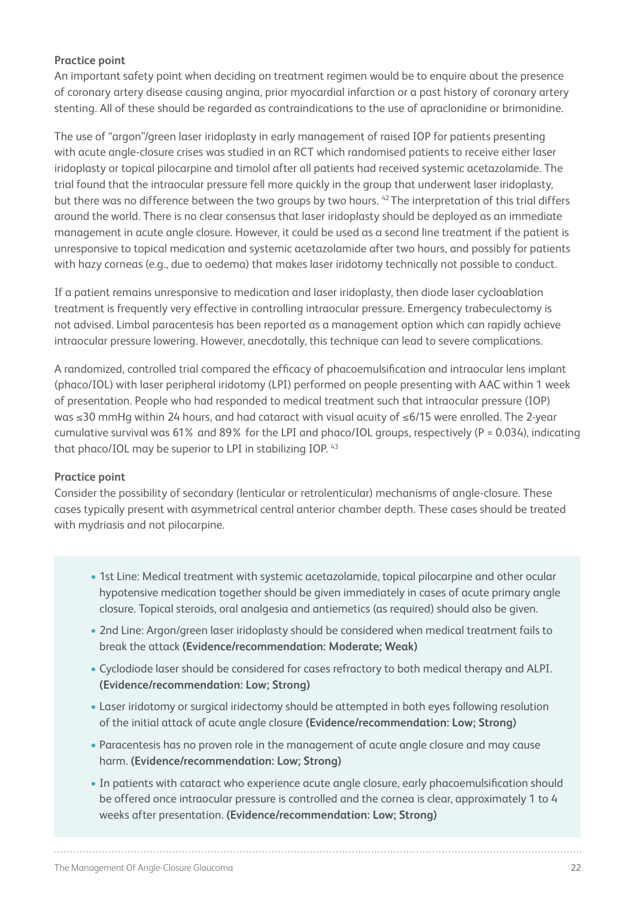**Practice point**

An important safety point when deciding on treatment regimen would be to enquire about the presence of coronary artery disease causing angina, prior myocardial infarction or a past history of coronary artery stenting. All of these should be regarded as contraindications to the use of apraclonidine or brimonidine.

The use of "argon"/green laser iridoplasty in early management of raised IOP for patients presenting with acute angle-closure crises was studied in an RCT which randomised patients to receive either laser iridoplasty or topical pilocarpine and timolol after all patients had received systemic acetazolamide. The trial found that the intraocular pressure fell more quickly in the group that underwent laser iridoplasty, but there was no difference between the two groups by two hours. [42] The interpretation of this trial differs around the world. There is no clear consensus that laser iridoplasty should be deployed as an immediate management in acute angle closure. However, it could be used as a second line treatment if the patient is unresponsive to topical medication and systemic acetazolamide after two hours, and possibly for patients with hazy corneas (e.g., due to oedema) that makes laser iridotomy technically not possible to conduct.

If a patient remains unresponsive to medication and laser iridoplasty, then diode laser cycloablation treatment is frequently very effective in controlling intraocular pressure. Emergency trabeculectomy is not advised. Limbal paracentesis has been reported as a management option which can rapidly achieve intraocular pressure lowering. However, anecdotally, this technique can lead to severe complications.

A randomized, controlled trial compared the efficacy of phacoemulsification and intraocular lens implant (phaco/IOL) with laser peripheral iridotomy (LPI) performed on people presenting with AAC within 1 week of presentation. People who had responded to medical treatment such that intraocular pressure (IOP) was ≤30 mmHg within 24 hours, and had cataract with visual acuity of ≤6/15 were enrolled. The 2-year cumulative survival was 61% and 89% for the LPI and phaco/IOL groups, respectively ($P = 0.034$), indicating that phaco/IOL may be superior to LPI in stabilizing IOP. [43]

**Practice point**

Consider the possibility of secondary (lenticular or retrolenticular) mechanisms of angle-closure. These cases typically present with asymmetrical central anterior chamber depth. These cases should be treated with mydriasis and not pilocarpine.

- 1st Line: Medical treatment with systemic acetazolamide, topical pilocarpine and other ocular hypotensive medication together should be given immediately in cases of acute primary angle closure. Topical steroids, oral analgesia and antiemetics (as required) should also be given.
- 2nd Line: Argon/green laser iridoplasty should be considered when medical treatment fails to break the attack **(Evidence/recommendation: Moderate; Weak)**
- Cyclodiode laser should be considered for cases refractory to both medical therapy and ALPI. **(Evidence/recommendation: Low; Strong)**
- Laser iridotomy or surgical iridectomy should be attempted in both eyes following resolution of the initial attack of acute angle closure **(Evidence/recommendation: Low; Strong)**
- Paracentesis has no proven role in the management of acute angle closure and may cause harm. **(Evidence/recommendation: Low; Strong)**
- In patients with cataract who experience acute angle closure, early phacoemulsification should be offered once intraocular pressure is controlled and the cornea is clear, approximately 1 to 4 weeks after presentation. **(Evidence/recommendation: Low; Strong)**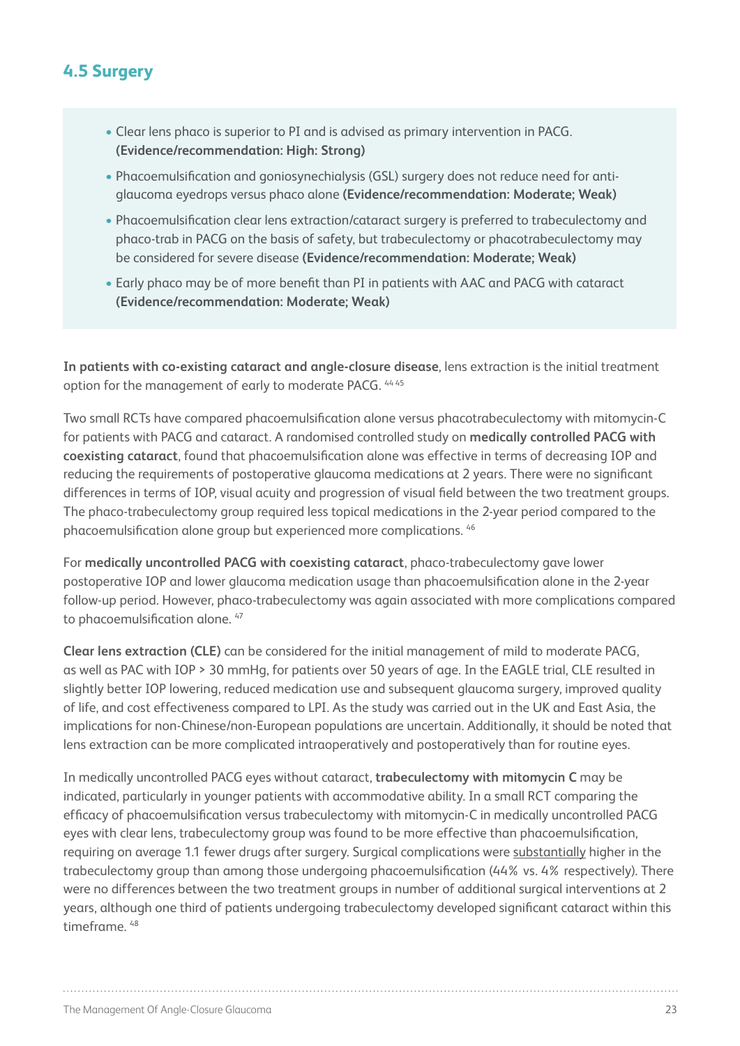## 4.5 Surgery

- Clear lens phaco is superior to PI and is advised as primary intervention in PACG. **(Evidence/recommendation: High: Strong)**
- Phacoemulsification and goniosynechialysis (GSL) surgery does not reduce need for anti-glaucoma eyedrops versus phaco alone **(Evidence/recommendation: Moderate; Weak)**
- Phacoemulsification clear lens extraction/cataract surgery is preferred to trabeculectomy and phaco-trab in PACG on the basis of safety, but trabeculectomy or phacotrabeculectomy may be considered for severe disease **(Evidence/recommendation: Moderate; Weak)**
- Early phaco may be of more benefit than PI in patients with AAC and PACG with cataract **(Evidence/recommendation: Moderate; Weak)**

**In patients with co-existing cataract and angle-closure disease**, lens extraction is the initial treatment option for the management of early to moderate PACG. [44 45]

Two small RCTs have compared phacoemulsification alone versus phacotrabeculectomy with mitomycin-C for patients with PACG and cataract. A randomised controlled study on **medically controlled PACG with coexisting cataract**, found that phacoemulsification alone was effective in terms of decreasing IOP and reducing the requirements of postoperative glaucoma medications at 2 years. There were no significant differences in terms of IOP, visual acuity and progression of visual field between the two treatment groups. The phaco-trabeculectomy group required less topical medications in the 2-year period compared to the phacoemulsification alone group but experienced more complications. [46]

For **medically uncontrolled PACG with coexisting cataract**, phaco-trabeculectomy gave lower postoperative IOP and lower glaucoma medication usage than phacoemulsification alone in the 2-year follow-up period. However, phaco-trabeculectomy was again associated with more complications compared to phacoemulsification alone. [47]

**Clear lens extraction (CLE)** can be considered for the initial management of mild to moderate PACG, as well as PAC with IOP > 30 mmHg, for patients over 50 years of age. In the EAGLE trial, CLE resulted in slightly better IOP lowering, reduced medication use and subsequent glaucoma surgery, improved quality of life, and cost effectiveness compared to LPI. As the study was carried out in the UK and East Asia, the implications for non-Chinese/non-European populations are uncertain. Additionally, it should be noted that lens extraction can be more complicated intraoperatively and postoperatively than for routine eyes.

In medically uncontrolled PACG eyes without cataract, **trabeculectomy with mitomycin C** may be indicated, particularly in younger patients with accommodative ability. In a small RCT comparing the efficacy of phacoemulsification versus trabeculectomy with mitomycin-C in medically uncontrolled PACG eyes with clear lens, trabeculectomy group was found to be more effective than phacoemulsification, requiring on average 1.1 fewer drugs after surgery. Surgical complications were substantially higher in the trabeculectomy group than among those undergoing phacoemulsification (44% vs. 4% respectively). There were no differences between the two treatment groups in number of additional surgical interventions at 2 years, although one third of patients undergoing trabeculectomy developed significant cataract within this timeframe. [48]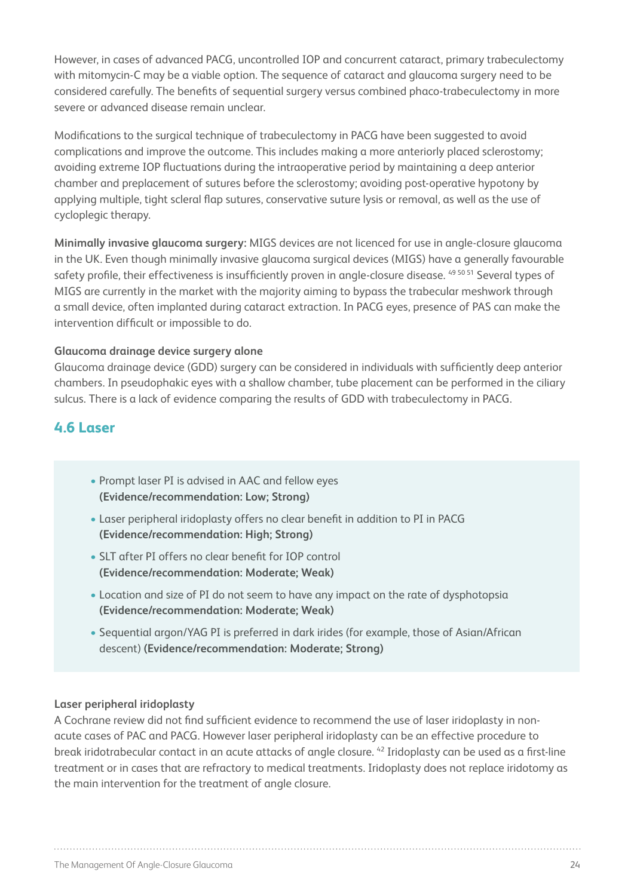However, in cases of advanced PACG, uncontrolled IOP and concurrent cataract, primary trabeculectomy with mitomycin-C may be a viable option. The sequence of cataract and glaucoma surgery need to be considered carefully. The benefits of sequential surgery versus combined phaco-trabeculectomy in more severe or advanced disease remain unclear.

Modifications to the surgical technique of trabeculectomy in PACG have been suggested to avoid complications and improve the outcome. This includes making a more anteriorly placed sclerostomy; avoiding extreme IOP fluctuations during the intraoperative period by maintaining a deep anterior chamber and preplacement of sutures before the sclerostomy; avoiding post-operative hypotony by applying multiple, tight scleral flap sutures, conservative suture lysis or removal, as well as the use of cycloplegic therapy.

**Minimally invasive glaucoma surgery:** MIGS devices are not licenced for use in angle-closure glaucoma in the UK. Even though minimally invasive glaucoma surgical devices (MIGS) have a generally favourable safety profile, their effectiveness is insufficiently proven in angle-closure disease. [49 50 51] Several types of MIGS are currently in the market with the majority aiming to bypass the trabecular meshwork through a small device, often implanted during cataract extraction. In PACG eyes, presence of PAS can make the intervention difficult or impossible to do.

**Glaucoma drainage device surgery alone**

Glaucoma drainage device (GDD) surgery can be considered in individuals with sufficiently deep anterior chambers. In pseudophakic eyes with a shallow chamber, tube placement can be performed in the ciliary sulcus. There is a lack of evidence comparing the results of GDD with trabeculectomy in PACG.

## 4.6 Laser

- Prompt laser PI is advised in AAC and fellow eyes **(Evidence/recommendation: Low; Strong)**
- Laser peripheral iridoplasty offers no clear benefit in addition to PI in PACG **(Evidence/recommendation: High; Strong)**
- SLT after PI offers no clear benefit for IOP control **(Evidence/recommendation: Moderate; Weak)**
- Location and size of PI do not seem to have any impact on the rate of dysphotopsia **(Evidence/recommendation: Moderate; Weak)**
- Sequential argon/YAG PI is preferred in dark irides (for example, those of Asian/African descent) **(Evidence/recommendation: Moderate; Strong)**

**Laser peripheral iridoplasty**

A Cochrane review did not find sufficient evidence to recommend the use of laser iridoplasty in non-acute cases of PAC and PACG. However laser peripheral iridoplasty can be an effective procedure to break iridotrabecular contact in an acute attacks of angle closure. [42] Iridoplasty can be used as a first-line treatment or in cases that are refractory to medical treatments. Iridoplasty does not replace iridotomy as the main intervention for the treatment of angle closure.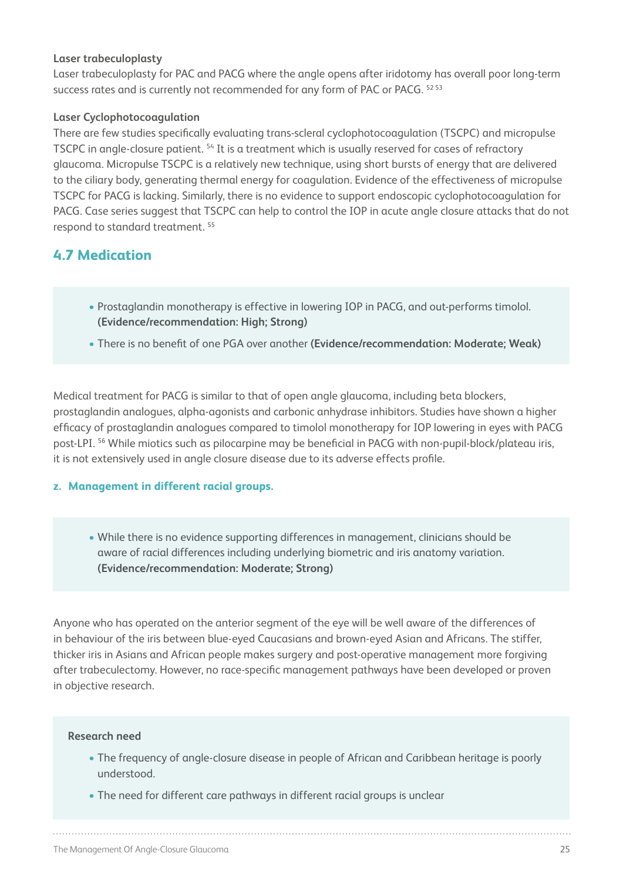**Laser trabeculoplasty**

Laser trabeculoplasty for PAC and PACG where the angle opens after iridotomy has overall poor long-term success rates and is currently not recommended for any form of PAC or PACG. [52 53]

**Laser Cyclophotocoagulation**

There are few studies specifically evaluating trans-scleral cyclophotocoagulation (TSCPC) and micropulse TSCPC in angle-closure patient. [54] It is a treatment which is usually reserved for cases of refractory glaucoma. Micropulse TSCPC is a relatively new technique, using short bursts of energy that are delivered to the ciliary body, generating thermal energy for coagulation. Evidence of the effectiveness of micropulse TSCPC for PACG is lacking. Similarly, there is no evidence to support endoscopic cyclophotocoagulation for PACG. Case series suggest that TSCPC can help to control the IOP in acute angle closure attacks that do not respond to standard treatment. [55]

## 4.7 Medication

- Prostaglandin monotherapy is effective in lowering IOP in PACG, and out-performs timolol. **(Evidence/recommendation: High; Strong)**
- There is no benefit of one PGA over another **(Evidence/recommendation: Moderate; Weak)**

Medical treatment for PACG is similar to that of open angle glaucoma, including beta blockers, prostaglandin analogues, alpha-agonists and carbonic anhydrase inhibitors. Studies have shown a higher efficacy of prostaglandin analogues compared to timolol monotherapy for IOP lowering in eyes with PACG post-LPI. [56] While miotics such as pilocarpine may be beneficial in PACG with non-pupil-block/plateau iris, it is not extensively used in angle closure disease due to its adverse effects profile.

### z. Management in different racial groups.

- While there is no evidence supporting differences in management, clinicians should be aware of racial differences including underlying biometric and iris anatomy variation. **(Evidence/recommendation: Moderate; Strong)**

Anyone who has operated on the anterior segment of the eye will be well aware of the differences of in behaviour of the iris between blue-eyed Caucasians and brown-eyed Asian and Africans. The stiffer, thicker iris in Asians and African people makes surgery and post-operative management more forgiving after trabeculectomy. However, no race-specific management pathways have been developed or proven in objective research.

**Research need**

- The frequency of angle-closure disease in people of African and Caribbean heritage is poorly understood.
- The need for different care pathways in different racial groups is unclear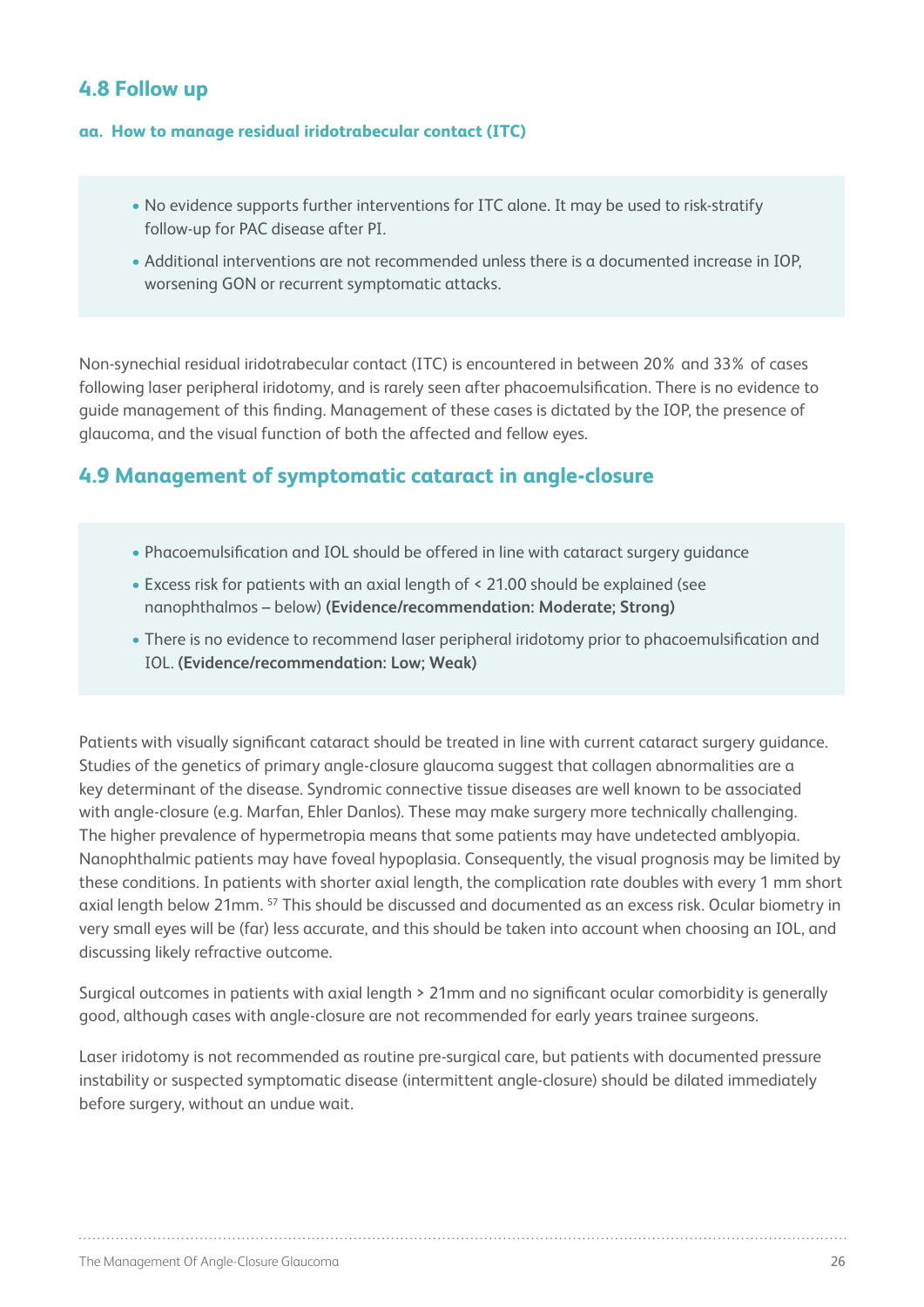## 4.8 Follow up

#### aa. How to manage residual iridotrabecular contact (ITC)

- No evidence supports further interventions for ITC alone. It may be used to risk-stratify follow-up for PAC disease after PI.
- Additional interventions are not recommended unless there is a documented increase in IOP, worsening GON or recurrent symptomatic attacks.

Non-synechial residual iridotrabecular contact (ITC) is encountered in between 20% and 33% of cases following laser peripheral iridotomy, and is rarely seen after phacoemulsification. There is no evidence to guide management of this finding. Management of these cases is dictated by the IOP, the presence of glaucoma, and the visual function of both the affected and fellow eyes.

## 4.9 Management of symptomatic cataract in angle-closure

- Phacoemulsification and IOL should be offered in line with cataract surgery guidance
- Excess risk for patients with an axial length of < 21.00 should be explained (see nanophthalmos – below) **(Evidence/recommendation: Moderate; Strong)**
- There is no evidence to recommend laser peripheral iridotomy prior to phacoemulsification and IOL. **(Evidence/recommendation: Low; Weak)**

Patients with visually significant cataract should be treated in line with current cataract surgery guidance. Studies of the genetics of primary angle-closure glaucoma suggest that collagen abnormalities are a key determinant of the disease. Syndromic connective tissue diseases are well known to be associated with angle-closure (e.g. Marfan, Ehler Danlos). These may make surgery more technically challenging. The higher prevalence of hypermetropia means that some patients may have undetected amblyopia. Nanophthalmic patients may have foveal hypoplasia. Consequently, the visual prognosis may be limited by these conditions. In patients with shorter axial length, the complication rate doubles with every 1 mm short axial length below 21mm. [57] This should be discussed and documented as an excess risk. Ocular biometry in very small eyes will be (far) less accurate, and this should be taken into account when choosing an IOL, and discussing likely refractive outcome.

Surgical outcomes in patients with axial length > 21mm and no significant ocular comorbidity is generally good, although cases with angle-closure are not recommended for early years trainee surgeons.

Laser iridotomy is not recommended as routine pre-surgical care, but patients with documented pressure instability or suspected symptomatic disease (intermittent angle-closure) should be dilated immediately before surgery, without an undue wait.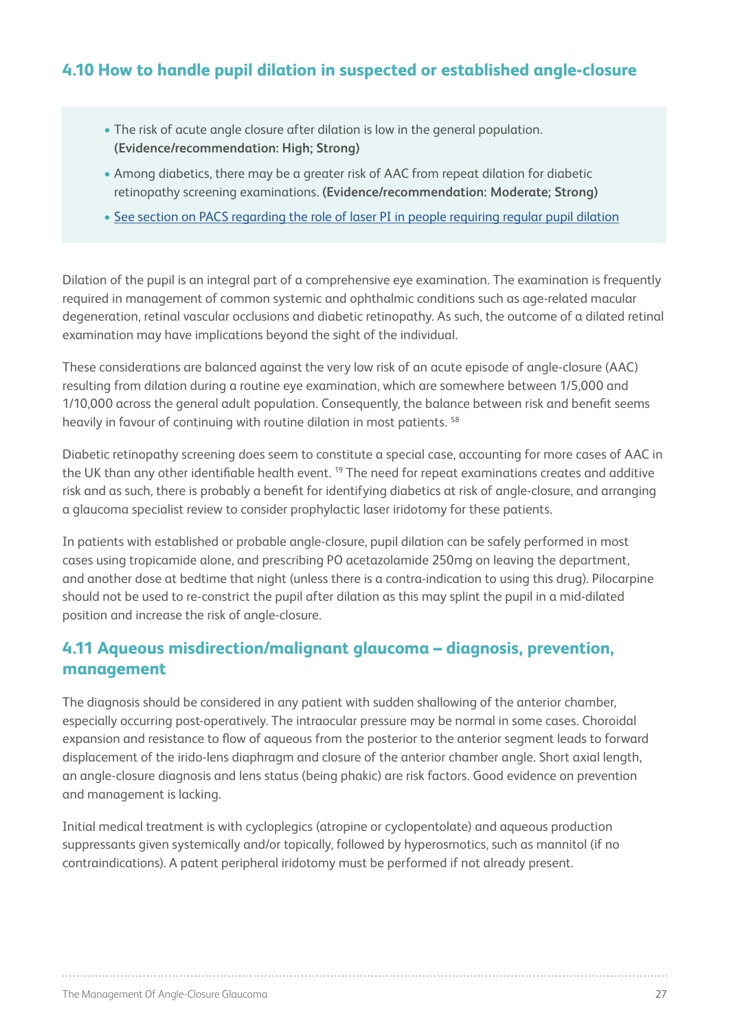## 4.10 How to handle pupil dilation in suspected or established angle-closure

- The risk of acute angle closure after dilation is low in the general population. **(Evidence/recommendation: High; Strong)**
- Among diabetics, there may be a greater risk of AAC from repeat dilation for diabetic retinopathy screening examinations. **(Evidence/recommendation: Moderate; Strong)**
- See section on PACS regarding the role of laser PI in people requiring regular pupil dilation

Dilation of the pupil is an integral part of a comprehensive eye examination. The examination is frequently required in management of common systemic and ophthalmic conditions such as age-related macular degeneration, retinal vascular occlusions and diabetic retinopathy. As such, the outcome of a dilated retinal examination may have implications beyond the sight of the individual.

These considerations are balanced against the very low risk of an acute episode of angle-closure (AAC) resulting from dilation during a routine eye examination, which are somewhere between 1/5,000 and 1/10,000 across the general adult population. Consequently, the balance between risk and benefit seems heavily in favour of continuing with routine dilation in most patients. [58]

Diabetic retinopathy screening does seem to constitute a special case, accounting for more cases of AAC in the UK than any other identifiable health event. [19] The need for repeat examinations creates and additive risk and as such, there is probably a benefit for identifying diabetics at risk of angle-closure, and arranging a glaucoma specialist review to consider prophylactic laser iridotomy for these patients.

In patients with established or probable angle-closure, pupil dilation can be safely performed in most cases using tropicamide alone, and prescribing PO acetazolamide 250mg on leaving the department, and another dose at bedtime that night (unless there is a contra-indication to using this drug). Pilocarpine should not be used to re-constrict the pupil after dilation as this may splint the pupil in a mid-dilated position and increase the risk of angle-closure.

## 4.11 Aqueous misdirection/malignant glaucoma – diagnosis, prevention, management

The diagnosis should be considered in any patient with sudden shallowing of the anterior chamber, especially occurring post-operatively. The intraocular pressure may be normal in some cases. Choroidal expansion and resistance to flow of aqueous from the posterior to the anterior segment leads to forward displacement of the irido-lens diaphragm and closure of the anterior chamber angle. Short axial length, an angle-closure diagnosis and lens status (being phakic) are risk factors. Good evidence on prevention and management is lacking.

Initial medical treatment is with cycloplegics (atropine or cyclopentolate) and aqueous production suppressants given systemically and/or topically, followed by hyperosmotics, such as mannitol (if no contraindications). A patent peripheral iridotomy must be performed if not already present.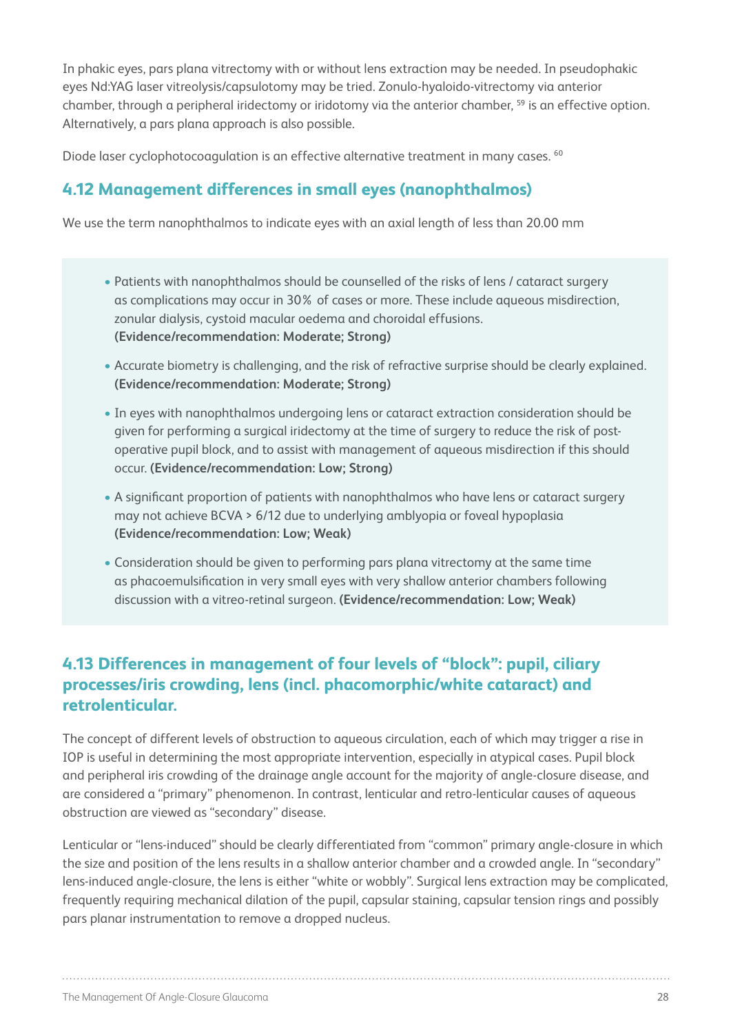In phakic eyes, pars plana vitrectomy with or without lens extraction may be needed. In pseudophakic eyes Nd:YAG laser vitreolysis/capsulotomy may be tried. Zonulo-hyaloido-vitrectomy via anterior chamber, through a peripheral iridectomy or iridotomy via the anterior chamber, [59] is an effective option. Alternatively, a pars plana approach is also possible.

Diode laser cyclophotocoagulation is an effective alternative treatment in many cases. [60]

## 4.12 Management differences in small eyes (nanophthalmos)

We use the term nanophthalmos to indicate eyes with an axial length of less than 20.00 mm

- Patients with nanophthalmos should be counselled of the risks of lens / cataract surgery as complications may occur in 30% of cases or more. These include aqueous misdirection, zonular dialysis, cystoid macular oedema and choroidal effusions. **(Evidence/recommendation: Moderate; Strong)**
- Accurate biometry is challenging, and the risk of refractive surprise should be clearly explained. **(Evidence/recommendation: Moderate; Strong)**
- In eyes with nanophthalmos undergoing lens or cataract extraction consideration should be given for performing a surgical iridectomy at the time of surgery to reduce the risk of post-operative pupil block, and to assist with management of aqueous misdirection if this should occur. **(Evidence/recommendation: Low; Strong)**
- A significant proportion of patients with nanophthalmos who have lens or cataract surgery may not achieve BCVA > 6/12 due to underlying amblyopia or foveal hypoplasia **(Evidence/recommendation: Low; Weak)**
- Consideration should be given to performing pars plana vitrectomy at the same time as phacoemulsification in very small eyes with very shallow anterior chambers following discussion with a vitreo-retinal surgeon. **(Evidence/recommendation: Low; Weak)**

## 4.13 Differences in management of four levels of "block": pupil, ciliary processes/iris crowding, lens (incl. phacomorphic/white cataract) and retrolenticular.

The concept of different levels of obstruction to aqueous circulation, each of which may trigger a rise in IOP is useful in determining the most appropriate intervention, especially in atypical cases. Pupil block and peripheral iris crowding of the drainage angle account for the majority of angle-closure disease, and are considered a "primary" phenomenon. In contrast, lenticular and retro-lenticular causes of aqueous obstruction are viewed as "secondary" disease.

Lenticular or "lens-induced" should be clearly differentiated from "common" primary angle-closure in which the size and position of the lens results in a shallow anterior chamber and a crowded angle. In "secondary" lens-induced angle-closure, the lens is either "white or wobbly". Surgical lens extraction may be complicated, frequently requiring mechanical dilation of the pupil, capsular staining, capsular tension rings and possibly pars planar instrumentation to remove a dropped nucleus.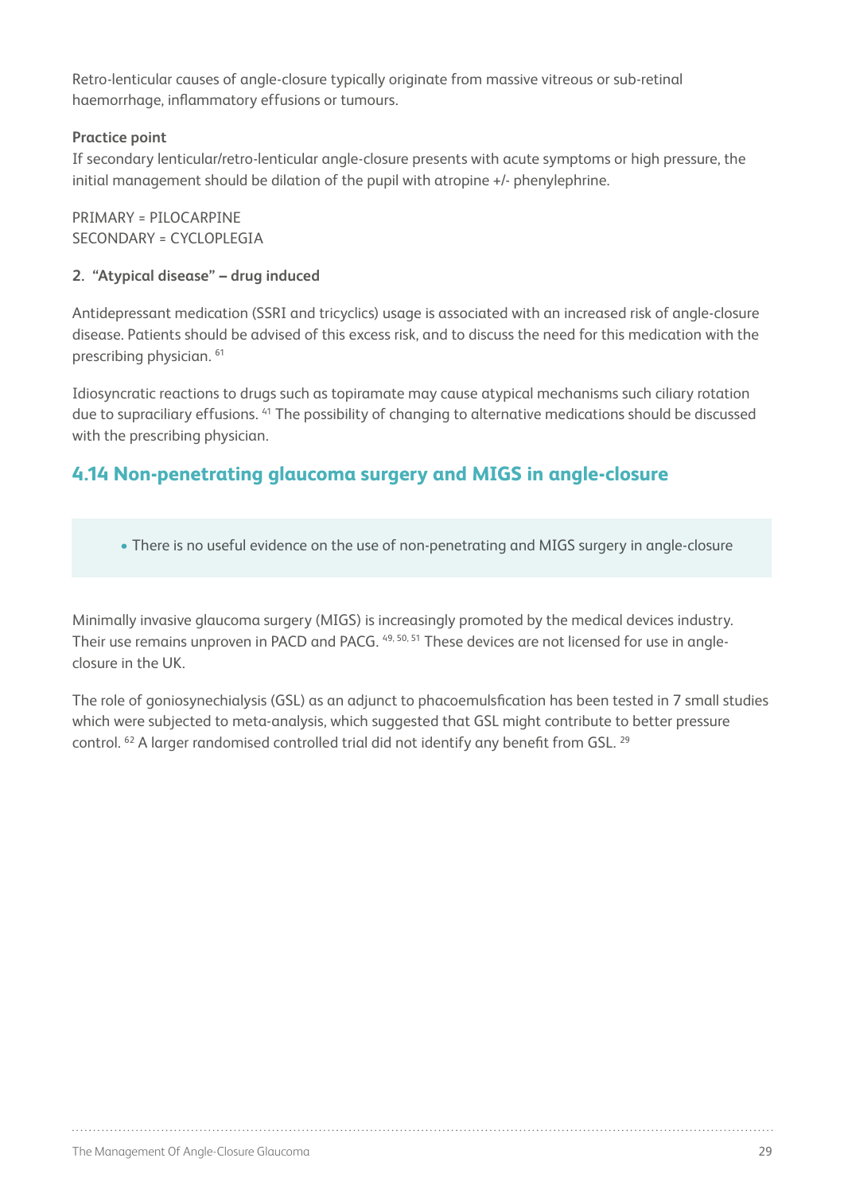Retro-lenticular causes of angle-closure typically originate from massive vitreous or sub-retinal haemorrhage, inflammatory effusions or tumours.

**Practice point**

If secondary lenticular/retro-lenticular angle-closure presents with acute symptoms or high pressure, the initial management should be dilation of the pupil with atropine +/- phenylephrine.

PRIMARY = PILOCARPINE
SECONDARY = CYCLOPLEGIA

**2. "Atypical disease" – drug induced**

Antidepressant medication (SSRI and tricyclics) usage is associated with an increased risk of angle-closure disease. Patients should be advised of this excess risk, and to discuss the need for this medication with the prescribing physician. [61]

Idiosyncratic reactions to drugs such as topiramate may cause atypical mechanisms such ciliary rotation due to supraciliary effusions. [41] The possibility of changing to alternative medications should be discussed with the prescribing physician.

## 4.14 Non-penetrating glaucoma surgery and MIGS in angle-closure

- There is no useful evidence on the use of non-penetrating and MIGS surgery in angle-closure

Minimally invasive glaucoma surgery (MIGS) is increasingly promoted by the medical devices industry. Their use remains unproven in PACD and PACG. [49, 50, 51] These devices are not licensed for use in angle-closure in the UK.

The role of goniosynechialysis (GSL) as an adjunct to phacoemulsfication has been tested in 7 small studies which were subjected to meta-analysis, which suggested that GSL might contribute to better pressure control. [62] A larger randomised controlled trial did not identify any benefit from GSL. [29]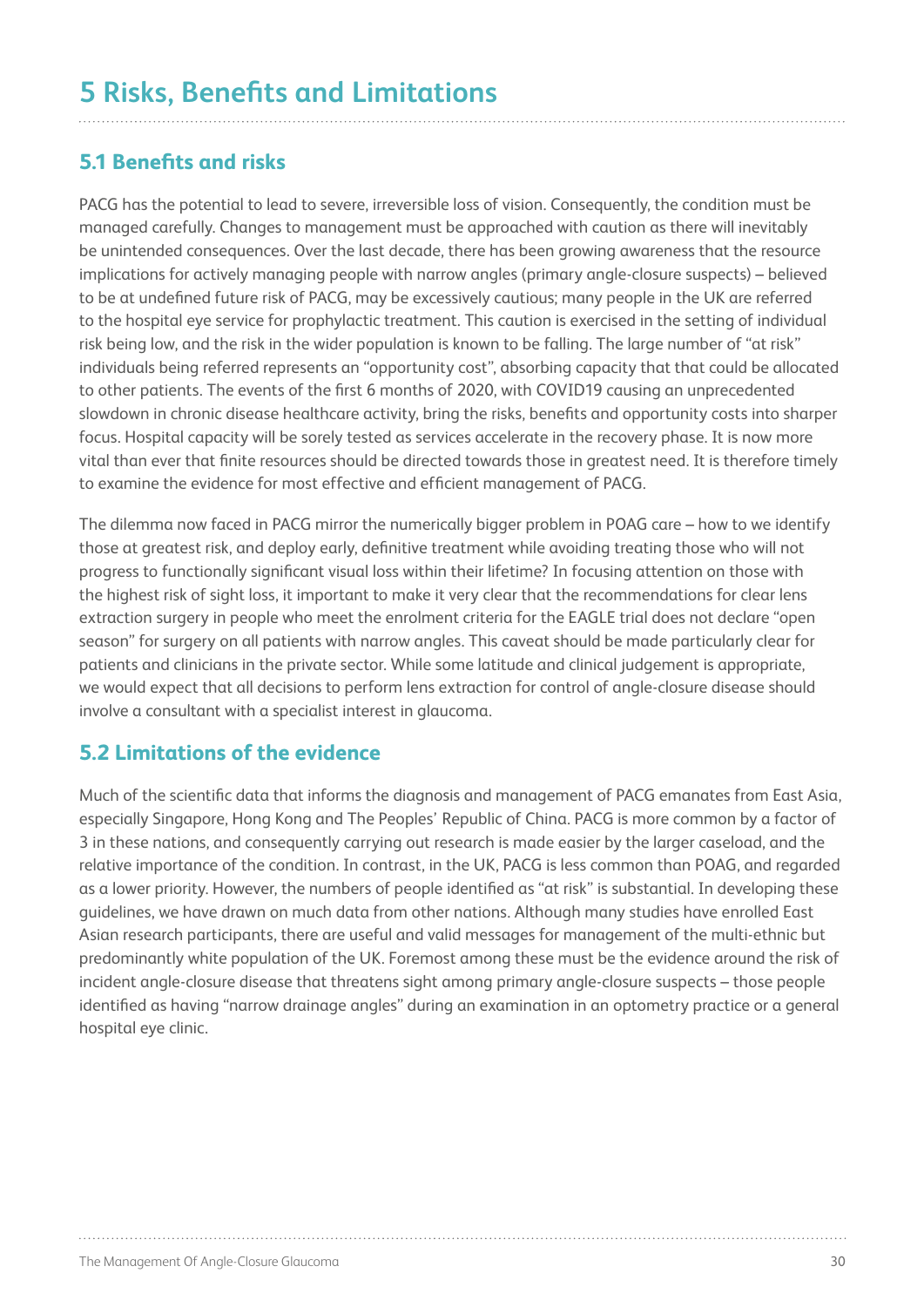# 5 Risks, Benefits and Limitations

## 5.1 Benefits and risks

PACG has the potential to lead to severe, irreversible loss of vision. Consequently, the condition must be managed carefully. Changes to management must be approached with caution as there will inevitably be unintended consequences. Over the last decade, there has been growing awareness that the resource implications for actively managing people with narrow angles (primary angle-closure suspects) – believed to be at undefined future risk of PACG, may be excessively cautious; many people in the UK are referred to the hospital eye service for prophylactic treatment. This caution is exercised in the setting of individual risk being low, and the risk in the wider population is known to be falling. The large number of "at risk" individuals being referred represents an "opportunity cost", absorbing capacity that that could be allocated to other patients. The events of the first 6 months of 2020, with COVID19 causing an unprecedented slowdown in chronic disease healthcare activity, bring the risks, benefits and opportunity costs into sharper focus. Hospital capacity will be sorely tested as services accelerate in the recovery phase. It is now more vital than ever that finite resources should be directed towards those in greatest need. It is therefore timely to examine the evidence for most effective and efficient management of PACG.

The dilemma now faced in PACG mirror the numerically bigger problem in POAG care – how to we identify those at greatest risk, and deploy early, definitive treatment while avoiding treating those who will not progress to functionally significant visual loss within their lifetime? In focusing attention on those with the highest risk of sight loss, it important to make it very clear that the recommendations for clear lens extraction surgery in people who meet the enrolment criteria for the EAGLE trial does not declare "open season" for surgery on all patients with narrow angles. This caveat should be made particularly clear for patients and clinicians in the private sector. While some latitude and clinical judgement is appropriate, we would expect that all decisions to perform lens extraction for control of angle-closure disease should involve a consultant with a specialist interest in glaucoma.

## 5.2 Limitations of the evidence

Much of the scientific data that informs the diagnosis and management of PACG emanates from East Asia, especially Singapore, Hong Kong and The Peoples' Republic of China. PACG is more common by a factor of 3 in these nations, and consequently carrying out research is made easier by the larger caseload, and the relative importance of the condition. In contrast, in the UK, PACG is less common than POAG, and regarded as a lower priority. However, the numbers of people identified as "at risk" is substantial. In developing these guidelines, we have drawn on much data from other nations. Although many studies have enrolled East Asian research participants, there are useful and valid messages for management of the multi-ethnic but predominantly white population of the UK. Foremost among these must be the evidence around the risk of incident angle-closure disease that threatens sight among primary angle-closure suspects – those people identified as having "narrow drainage angles" during an examination in an optometry practice or a general hospital eye clinic.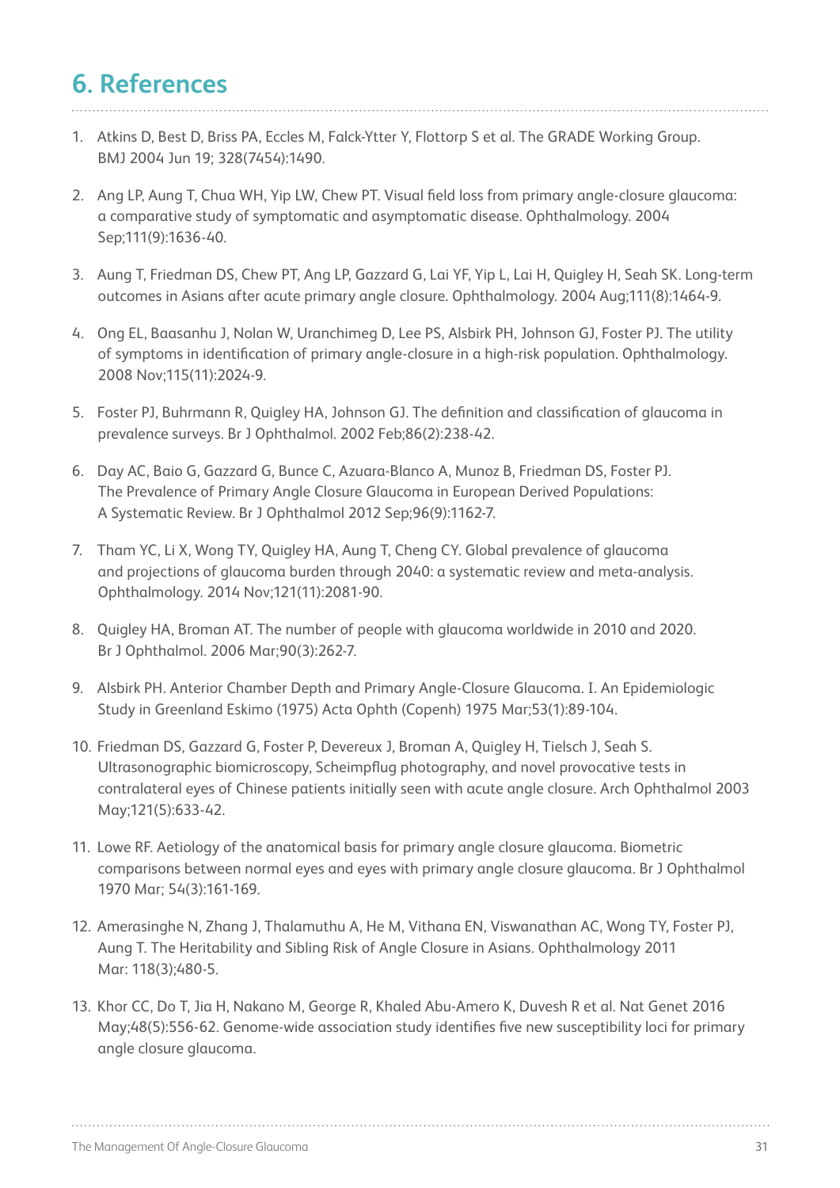# 6. References

1. Atkins D, Best D, Briss PA, Eccles M, Falck-Ytter Y, Flottorp S et al. The GRADE Working Group. BMJ 2004 Jun 19; 328(7454):1490.

2. Ang LP, Aung T, Chua WH, Yip LW, Chew PT. Visual field loss from primary angle-closure glaucoma: a comparative study of symptomatic and asymptomatic disease. Ophthalmology. 2004 Sep;111(9):1636-40.

3. Aung T, Friedman DS, Chew PT, Ang LP, Gazzard G, Lai YF, Yip L, Lai H, Quigley H, Seah SK. Long-term outcomes in Asians after acute primary angle closure. Ophthalmology. 2004 Aug;111(8):1464-9.

4. Ong EL, Baasanhu J, Nolan W, Uranchimeg D, Lee PS, Alsbirk PH, Johnson GJ, Foster PJ. The utility of symptoms in identification of primary angle-closure in a high-risk population. Ophthalmology. 2008 Nov;115(11):2024-9.

5. Foster PJ, Buhrmann R, Quigley HA, Johnson GJ. The definition and classification of glaucoma in prevalence surveys. Br J Ophthalmol. 2002 Feb;86(2):238-42.

6. Day AC, Baio G, Gazzard G, Bunce C, Azuara-Blanco A, Munoz B, Friedman DS, Foster PJ. The Prevalence of Primary Angle Closure Glaucoma in European Derived Populations: A Systematic Review. Br J Ophthalmol 2012 Sep;96(9):1162-7.

7. Tham YC, Li X, Wong TY, Quigley HA, Aung T, Cheng CY. Global prevalence of glaucoma and projections of glaucoma burden through 2040: a systematic review and meta-analysis. Ophthalmology. 2014 Nov;121(11):2081-90.

8. Quigley HA, Broman AT. The number of people with glaucoma worldwide in 2010 and 2020. Br J Ophthalmol. 2006 Mar;90(3):262-7.

9. Alsbirk PH. Anterior Chamber Depth and Primary Angle-Closure Glaucoma. I. An Epidemiologic Study in Greenland Eskimo (1975) Acta Ophth (Copenh) 1975 Mar;53(1):89-104.

10. Friedman DS, Gazzard G, Foster P, Devereux J, Broman A, Quigley H, Tielsch J, Seah S. Ultrasonographic biomicroscopy, Scheimpflug photography, and novel provocative tests in contralateral eyes of Chinese patients initially seen with acute angle closure. Arch Ophthalmol 2003 May;121(5):633-42.

11. Lowe RF. Aetiology of the anatomical basis for primary angle closure glaucoma. Biometric comparisons between normal eyes and eyes with primary angle closure glaucoma. Br J Ophthalmol 1970 Mar; 54(3):161-169.

12. Amerasinghe N, Zhang J, Thalamuthu A, He M, Vithana EN, Viswanathan AC, Wong TY, Foster PJ, Aung T. The Heritability and Sibling Risk of Angle Closure in Asians. Ophthalmology 2011 Mar: 118(3);480-5.

13. Khor CC, Do T, Jia H, Nakano M, George R, Khaled Abu-Amero K, Duvesh R et al. Nat Genet 2016 May;48(5):556-62. Genome-wide association study identifies five new susceptibility loci for primary angle closure glaucoma.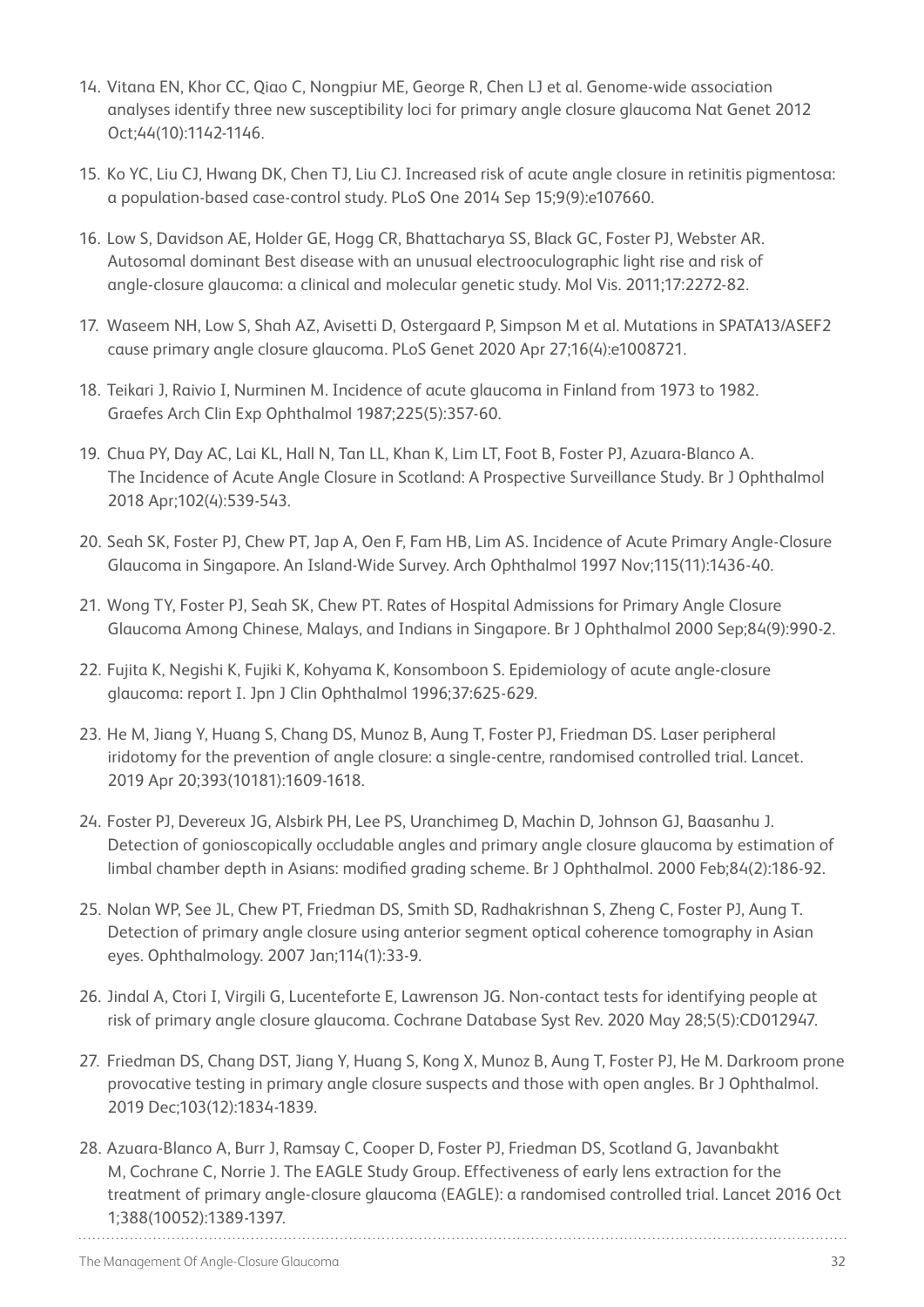14. Vitana EN, Khor CC, Qiao C, Nongpiur ME, George R, Chen LJ et al. Genome-wide association analyses identify three new susceptibility loci for primary angle closure glaucoma Nat Genet 2012 Oct;44(10):1142-1146.

15. Ko YC, Liu CJ, Hwang DK, Chen TJ, Liu CJ. Increased risk of acute angle closure in retinitis pigmentosa: a population-based case-control study. PLoS One 2014 Sep 15;9(9):e107660.

16. Low S, Davidson AE, Holder GE, Hogg CR, Bhattacharya SS, Black GC, Foster PJ, Webster AR. Autosomal dominant Best disease with an unusual electrooculographic light rise and risk of angle-closure glaucoma: a clinical and molecular genetic study. Mol Vis. 2011;17:2272-82.

17. Waseem NH, Low S, Shah AZ, Avisetti D, Ostergaard P, Simpson M et al. Mutations in SPATA13/ASEF2 cause primary angle closure glaucoma. PLoS Genet 2020 Apr 27;16(4):e1008721.

18. Teikari J, Raivio I, Nurminen M. Incidence of acute glaucoma in Finland from 1973 to 1982. Graefes Arch Clin Exp Ophthalmol 1987;225(5):357-60.

19. Chua PY, Day AC, Lai KL, Hall N, Tan LL, Khan K, Lim LT, Foot B, Foster PJ, Azuara-Blanco A. The Incidence of Acute Angle Closure in Scotland: A Prospective Surveillance Study. Br J Ophthalmol 2018 Apr;102(4):539-543.

20. Seah SK, Foster PJ, Chew PT, Jap A, Oen F, Fam HB, Lim AS. Incidence of Acute Primary Angle-Closure Glaucoma in Singapore. An Island-Wide Survey. Arch Ophthalmol 1997 Nov;115(11):1436-40.

21. Wong TY, Foster PJ, Seah SK, Chew PT. Rates of Hospital Admissions for Primary Angle Closure Glaucoma Among Chinese, Malays, and Indians in Singapore. Br J Ophthalmol 2000 Sep;84(9):990-2.

22. Fujita K, Negishi K, Fujiki K, Kohyama K, Konsomboon S. Epidemiology of acute angle-closure glaucoma: report I. Jpn J Clin Ophthalmol 1996;37:625-629.

23. He M, Jiang Y, Huang S, Chang DS, Munoz B, Aung T, Foster PJ, Friedman DS. Laser peripheral iridotomy for the prevention of angle closure: a single-centre, randomised controlled trial. Lancet. 2019 Apr 20;393(10181):1609-1618.

24. Foster PJ, Devereux JG, Alsbirk PH, Lee PS, Uranchimeg D, Machin D, Johnson GJ, Baasanhu J. Detection of gonioscopically occludable angles and primary angle closure glaucoma by estimation of limbal chamber depth in Asians: modified grading scheme. Br J Ophthalmol. 2000 Feb;84(2):186-92.

25. Nolan WP, See JL, Chew PT, Friedman DS, Smith SD, Radhakrishnan S, Zheng C, Foster PJ, Aung T. Detection of primary angle closure using anterior segment optical coherence tomography in Asian eyes. Ophthalmology. 2007 Jan;114(1):33-9.

26. Jindal A, Ctori I, Virgili G, Lucenteforte E, Lawrenson JG. Non-contact tests for identifying people at risk of primary angle closure glaucoma. Cochrane Database Syst Rev. 2020 May 28;5(5):CD012947.

27. Friedman DS, Chang DST, Jiang Y, Huang S, Kong X, Munoz B, Aung T, Foster PJ, He M. Darkroom prone provocative testing in primary angle closure suspects and those with open angles. Br J Ophthalmol. 2019 Dec;103(12):1834-1839.

28. Azuara-Blanco A, Burr J, Ramsay C, Cooper D, Foster PJ, Friedman DS, Scotland G, Javanbakht M, Cochrane C, Norrie J. The EAGLE Study Group. Effectiveness of early lens extraction for the treatment of primary angle-closure glaucoma (EAGLE): a randomised controlled trial. Lancet 2016 Oct 1;388(10052):1389-1397.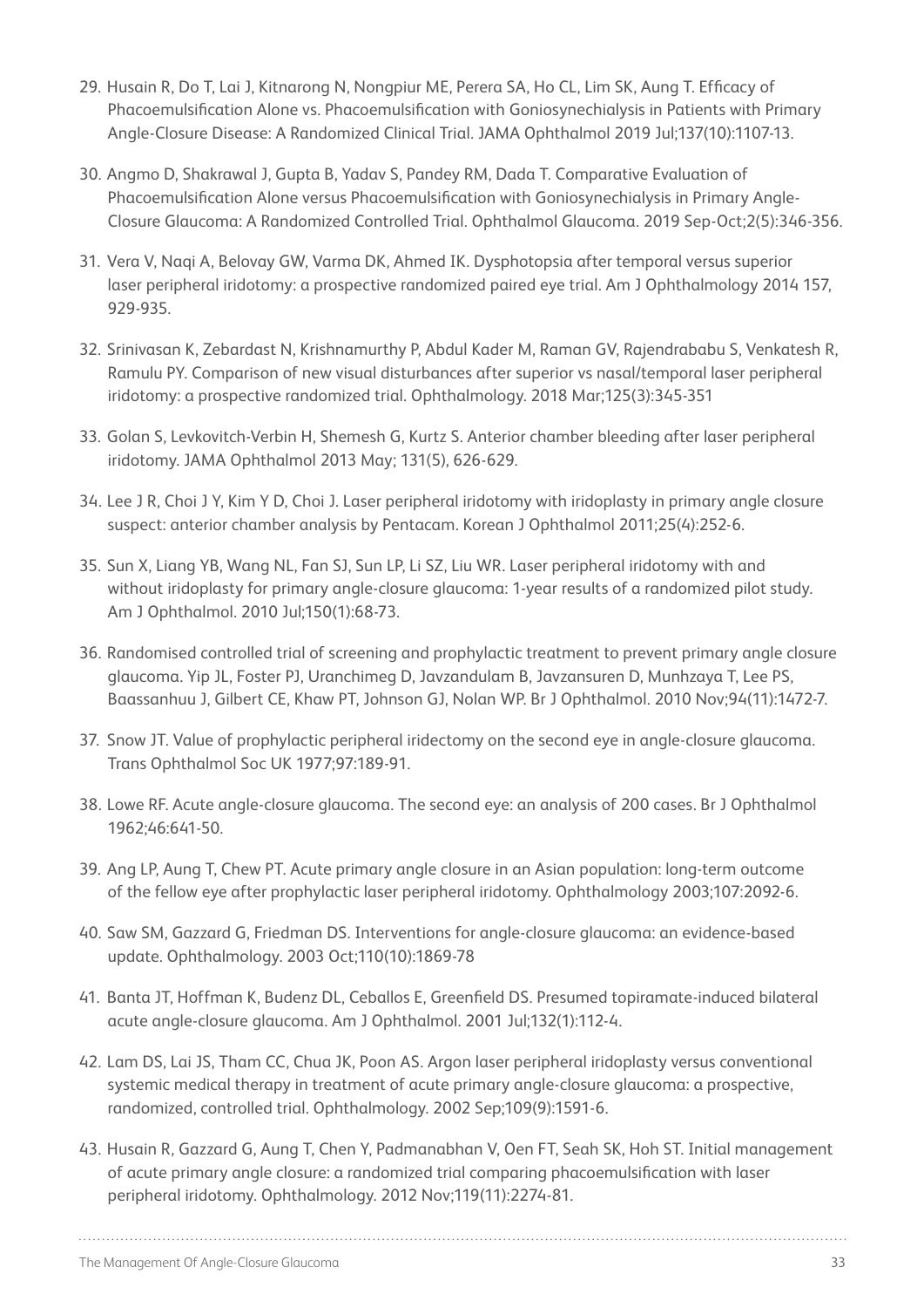29. Husain R, Do T, Lai J, Kitnarong N, Nongpiur ME, Perera SA, Ho CL, Lim SK, Aung T. Efficacy of Phacoemulsification Alone vs. Phacoemulsification with Goniosynechialysis in Patients with Primary Angle-Closure Disease: A Randomized Clinical Trial. JAMA Ophthalmol 2019 Jul;137(10):1107-13.

30. Angmo D, Shakrawal J, Gupta B, Yadav S, Pandey RM, Dada T. Comparative Evaluation of Phacoemulsification Alone versus Phacoemulsification with Goniosynechialysis in Primary Angle-Closure Glaucoma: A Randomized Controlled Trial. Ophthalmol Glaucoma. 2019 Sep-Oct;2(5):346-356.

31. Vera V, Naqi A, Belovay GW, Varma DK, Ahmed IK. Dysphotopsia after temporal versus superior laser peripheral iridotomy: a prospective randomized paired eye trial. Am J Ophthalmology 2014 157, 929-935.

32. Srinivasan K, Zebardast N, Krishnamurthy P, Abdul Kader M, Raman GV, Rajendrababu S, Venkatesh R, Ramulu PY. Comparison of new visual disturbances after superior vs nasal/temporal laser peripheral iridotomy: a prospective randomized trial. Ophthalmology. 2018 Mar;125(3):345-351

33. Golan S, Levkovitch-Verbin H, Shemesh G, Kurtz S. Anterior chamber bleeding after laser peripheral iridotomy. JAMA Ophthalmol 2013 May; 131(5), 626-629.

34. Lee J R, Choi J Y, Kim Y D, Choi J. Laser peripheral iridotomy with iridoplasty in primary angle closure suspect: anterior chamber analysis by Pentacam. Korean J Ophthalmol 2011;25(4):252-6.

35. Sun X, Liang YB, Wang NL, Fan SJ, Sun LP, Li SZ, Liu WR. Laser peripheral iridotomy with and without iridoplasty for primary angle-closure glaucoma: 1-year results of a randomized pilot study. Am J Ophthalmol. 2010 Jul;150(1):68-73.

36. Randomised controlled trial of screening and prophylactic treatment to prevent primary angle closure glaucoma. Yip JL, Foster PJ, Uranchimeg D, Javzandulam B, Javzansuren D, Munhzaya T, Lee PS, Baassanhuu J, Gilbert CE, Khaw PT, Johnson GJ, Nolan WP. Br J Ophthalmol. 2010 Nov;94(11):1472-7.

37. Snow JT. Value of prophylactic peripheral iridectomy on the second eye in angle-closure glaucoma. Trans Ophthalmol Soc UK 1977;97:189-91.

38. Lowe RF. Acute angle-closure glaucoma. The second eye: an analysis of 200 cases. Br J Ophthalmol 1962;46:641-50.

39. Ang LP, Aung T, Chew PT. Acute primary angle closure in an Asian population: long-term outcome of the fellow eye after prophylactic laser peripheral iridotomy. Ophthalmology 2003;107:2092-6.

40. Saw SM, Gazzard G, Friedman DS. Interventions for angle-closure glaucoma: an evidence-based update. Ophthalmology. 2003 Oct;110(10):1869-78

41. Banta JT, Hoffman K, Budenz DL, Ceballos E, Greenfield DS. Presumed topiramate-induced bilateral acute angle-closure glaucoma. Am J Ophthalmol. 2001 Jul;132(1):112-4.

42. Lam DS, Lai JS, Tham CC, Chua JK, Poon AS. Argon laser peripheral iridoplasty versus conventional systemic medical therapy in treatment of acute primary angle-closure glaucoma: a prospective, randomized, controlled trial. Ophthalmology. 2002 Sep;109(9):1591-6.

43. Husain R, Gazzard G, Aung T, Chen Y, Padmanabhan V, Oen FT, Seah SK, Hoh ST. Initial management of acute primary angle closure: a randomized trial comparing phacoemulsification with laser peripheral iridotomy. Ophthalmology. 2012 Nov;119(11):2274-81.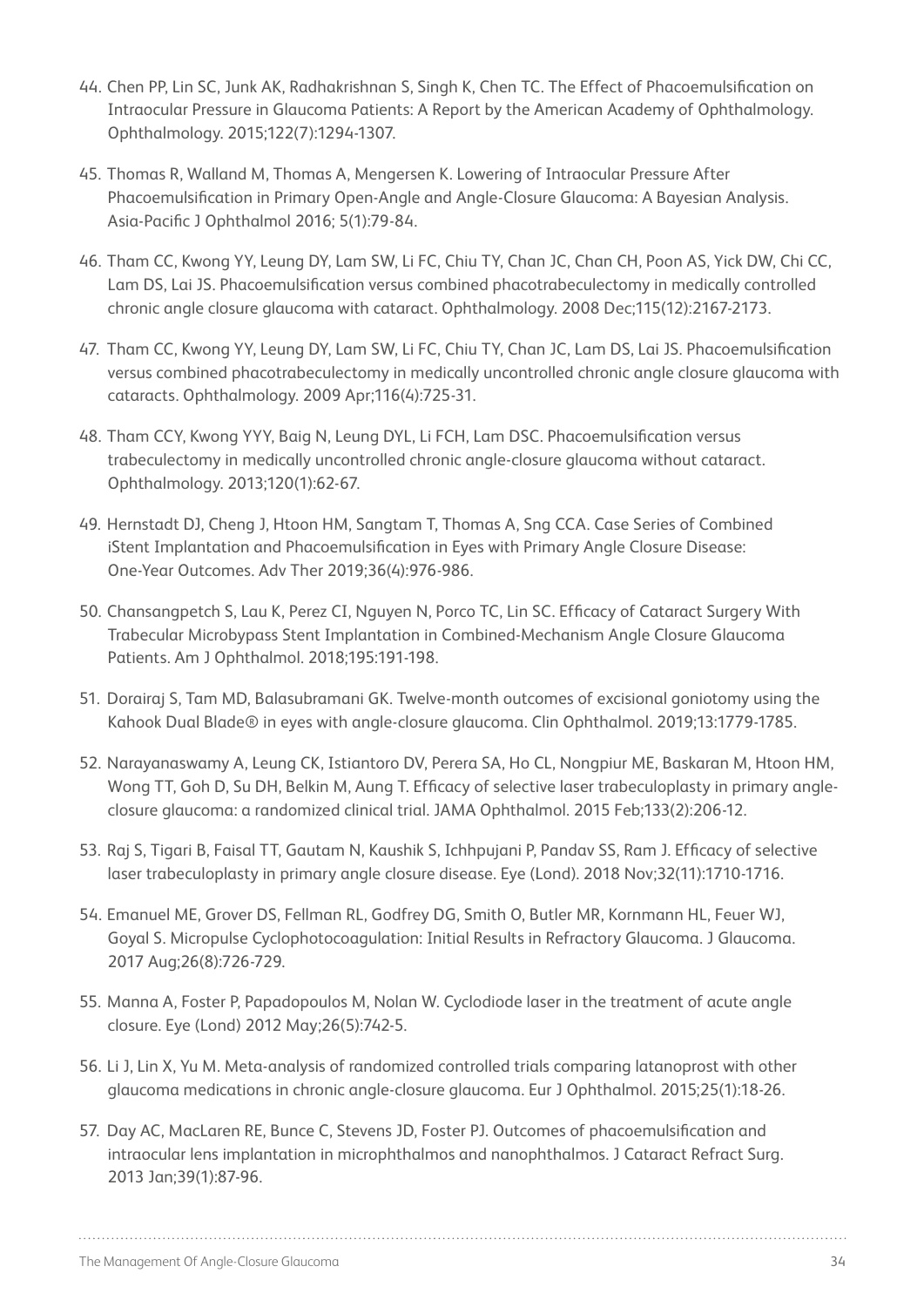44. Chen PP, Lin SC, Junk AK, Radhakrishnan S, Singh K, Chen TC. The Effect of Phacoemulsification on Intraocular Pressure in Glaucoma Patients: A Report by the American Academy of Ophthalmology. Ophthalmology. 2015;122(7):1294-1307.

45. Thomas R, Walland M, Thomas A, Mengersen K. Lowering of Intraocular Pressure After Phacoemulsification in Primary Open-Angle and Angle-Closure Glaucoma: A Bayesian Analysis. Asia-Pacific J Ophthalmol 2016; 5(1):79-84.

46. Tham CC, Kwong YY, Leung DY, Lam SW, Li FC, Chiu TY, Chan JC, Chan CH, Poon AS, Yick DW, Chi CC, Lam DS, Lai JS. Phacoemulsification versus combined phacotrabeculectomy in medically controlled chronic angle closure glaucoma with cataract. Ophthalmology. 2008 Dec;115(12):2167-2173.

47. Tham CC, Kwong YY, Leung DY, Lam SW, Li FC, Chiu TY, Chan JC, Lam DS, Lai JS. Phacoemulsification versus combined phacotrabeculectomy in medically uncontrolled chronic angle closure glaucoma with cataracts. Ophthalmology. 2009 Apr;116(4):725-31.

48. Tham CCY, Kwong YYY, Baig N, Leung DYL, Li FCH, Lam DSC. Phacoemulsification versus trabeculectomy in medically uncontrolled chronic angle-closure glaucoma without cataract. Ophthalmology. 2013;120(1):62-67.

49. Hernstadt DJ, Cheng J, Htoon HM, Sangtam T, Thomas A, Sng CCA. Case Series of Combined iStent Implantation and Phacoemulsification in Eyes with Primary Angle Closure Disease: One-Year Outcomes. Adv Ther 2019;36(4):976-986.

50. Chansangpetch S, Lau K, Perez CI, Nguyen N, Porco TC, Lin SC. Efficacy of Cataract Surgery With Trabecular Microbypass Stent Implantation in Combined-Mechanism Angle Closure Glaucoma Patients. Am J Ophthalmol. 2018;195:191-198.

51. Dorairaj S, Tam MD, Balasubramani GK. Twelve-month outcomes of excisional goniotomy using the Kahook Dual Blade® in eyes with angle-closure glaucoma. Clin Ophthalmol. 2019;13:1779-1785.

52. Narayanaswamy A, Leung CK, Istiantoro DV, Perera SA, Ho CL, Nongpiur ME, Baskaran M, Htoon HM, Wong TT, Goh D, Su DH, Belkin M, Aung T. Efficacy of selective laser trabeculoplasty in primary angle-closure glaucoma: a randomized clinical trial. JAMA Ophthalmol. 2015 Feb;133(2):206-12.

53. Raj S, Tigari B, Faisal TT, Gautam N, Kaushik S, Ichhpujani P, Pandav SS, Ram J. Efficacy of selective laser trabeculoplasty in primary angle closure disease. Eye (Lond). 2018 Nov;32(11):1710-1716.

54. Emanuel ME, Grover DS, Fellman RL, Godfrey DG, Smith O, Butler MR, Kornmann HL, Feuer WJ, Goyal S. Micropulse Cyclophotocoagulation: Initial Results in Refractory Glaucoma. J Glaucoma. 2017 Aug;26(8):726-729.

55. Manna A, Foster P, Papadopoulos M, Nolan W. Cyclodiode laser in the treatment of acute angle closure. Eye (Lond) 2012 May;26(5):742-5.

56. Li J, Lin X, Yu M. Meta-analysis of randomized controlled trials comparing latanoprost with other glaucoma medications in chronic angle-closure glaucoma. Eur J Ophthalmol. 2015;25(1):18-26.

57. Day AC, MacLaren RE, Bunce C, Stevens JD, Foster PJ. Outcomes of phacoemulsification and intraocular lens implantation in microphthalmos and nanophthalmos. J Cataract Refract Surg. 2013 Jan;39(1):87-96.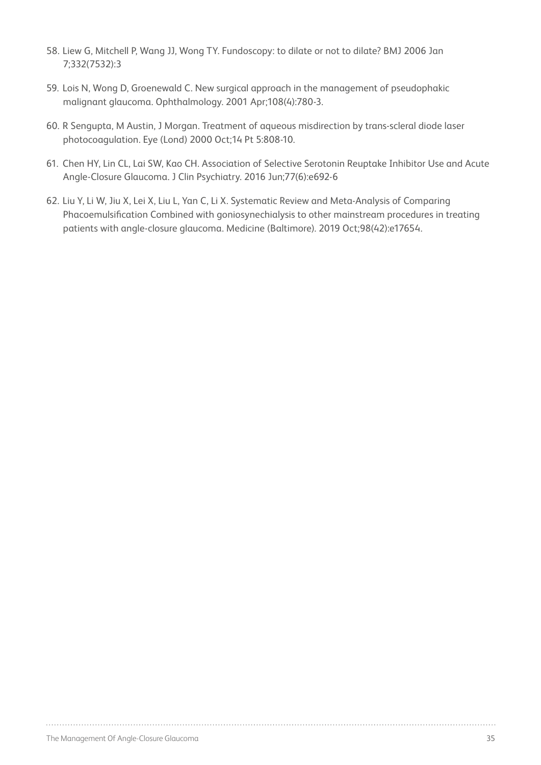58. Liew G, Mitchell P, Wang JJ, Wong TY. Fundoscopy: to dilate or not to dilate? BMJ 2006 Jan 7;332(7532):3

59. Lois N, Wong D, Groenewald C. New surgical approach in the management of pseudophakic malignant glaucoma. Ophthalmology. 2001 Apr;108(4):780-3.

60. R Sengupta, M Austin, J Morgan. Treatment of aqueous misdirection by trans-scleral diode laser photocoagulation. Eye (Lond) 2000 Oct;14 Pt 5:808-10.

61. Chen HY, Lin CL, Lai SW, Kao CH. Association of Selective Serotonin Reuptake Inhibitor Use and Acute Angle-Closure Glaucoma. J Clin Psychiatry. 2016 Jun;77(6):e692-6

62. Liu Y, Li W, Jiu X, Lei X, Liu L, Yan C, Li X. Systematic Review and Meta-Analysis of Comparing Phacoemulsification Combined with goniosynechialysis to other mainstream procedures in treating patients with angle-closure glaucoma. Medicine (Baltimore). 2019 Oct;98(42):e17654.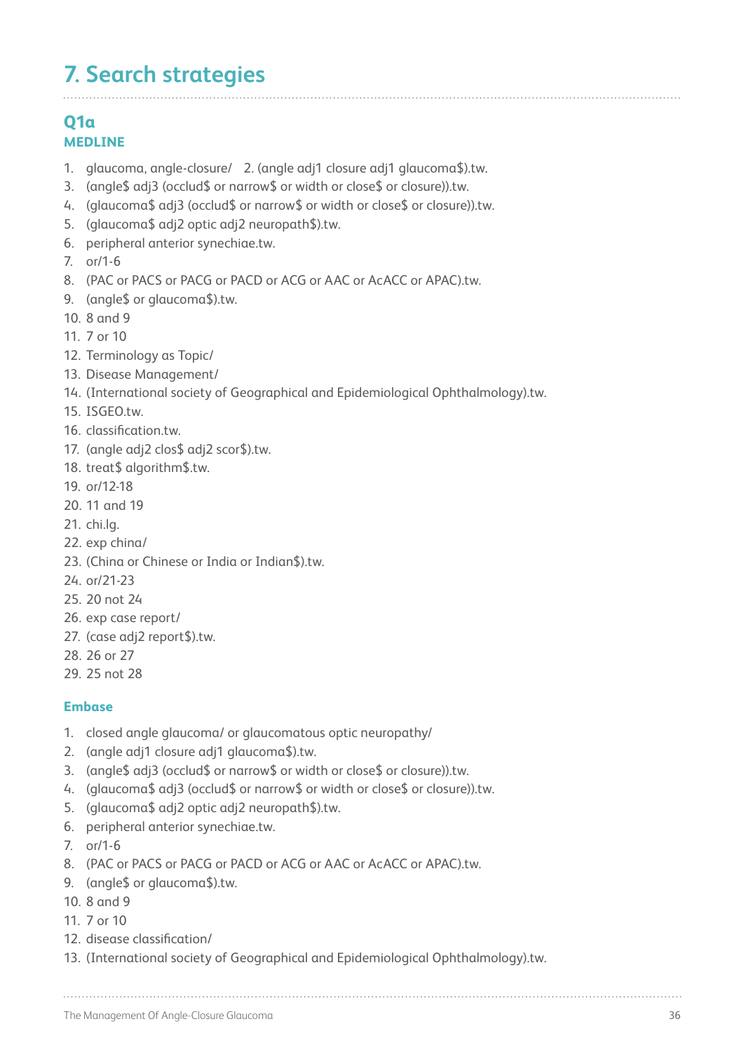# 7. Search strategies

## Q1a

### MEDLINE

1. glaucoma, angle-closure/ 2. (angle adj1 closure adj1 glaucoma$).tw.
3. (angle$ adj3 (occlud$ or narrow$ or width or close$ or closure)).tw.
4. (glaucoma$ adj3 (occlud$ or narrow$ or width or close$ or closure)).tw.
5. (glaucoma$ adj2 optic adj2 neuropath$).tw.
6. peripheral anterior synechiae.tw.
7. or/1-6
8. (PAC or PACS or PACG or PACD or ACG or AAC or AcACC or APAC).tw.
9. (angle$ or glaucoma$).tw.
10. 8 and 9
11. 7 or 10
12. Terminology as Topic/
13. Disease Management/
14. (International society of Geographical and Epidemiological Ophthalmology).tw.
15. ISGEO.tw.
16. classification.tw.
17. (angle adj2 clos$ adj2 scor$).tw.
18. treat$ algorithm$.tw.
19. or/12-18
20. 11 and 19
21. chi.lg.
22. exp china/
23. (China or Chinese or India or Indian$).tw.
24. or/21-23
25. 20 not 24
26. exp case report/
27. (case adj2 report$).tw.
28. 26 or 27
29. 25 not 28

### Embase

1. closed angle glaucoma/ or glaucomatous optic neuropathy/
2. (angle adj1 closure adj1 glaucoma$).tw.
3. (angle$ adj3 (occlud$ or narrow$ or width or close$ or closure)).tw.
4. (glaucoma$ adj3 (occlud$ or narrow$ or width or close$ or closure)).tw.
5. (glaucoma$ adj2 optic adj2 neuropath$).tw.
6. peripheral anterior synechiae.tw.
7. or/1-6
8. (PAC or PACS or PACG or PACD or ACG or AAC or AcACC or APAC).tw.
9. (angle$ or glaucoma$).tw.
10. 8 and 9
11. 7 or 10
12. disease classification/
13. (International society of Geographical and Epidemiological Ophthalmology).tw.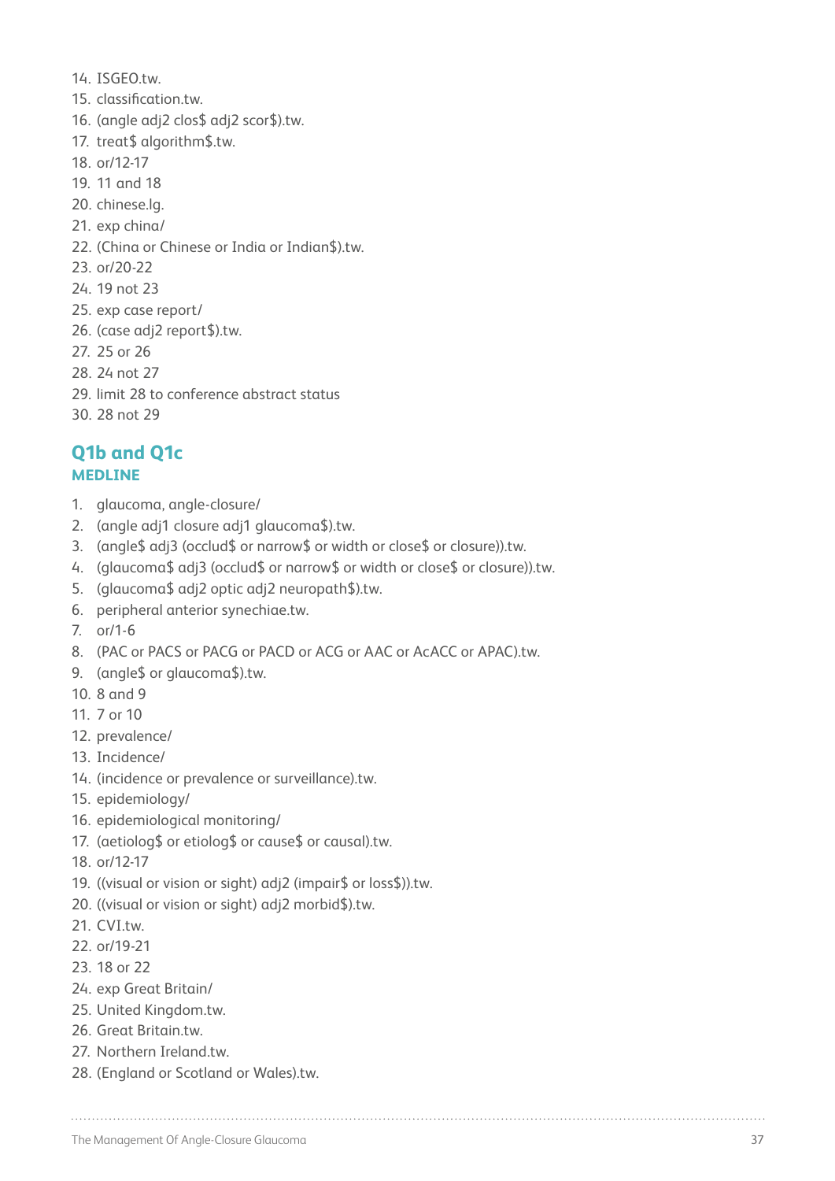14. ISGEO.tw.
15. classification.tw.
16. (angle adj2 clos$ adj2 scor$).tw.
17. treat$ algorithm$.tw.
18. or/12-17
19. 11 and 18
20. chinese.lg.
21. exp china/
22. (China or Chinese or India or Indian$).tw.
23. or/20-22
24. 19 not 23
25. exp case report/
26. (case adj2 report$).tw.
27. 25 or 26
28. 24 not 27
29. limit 28 to conference abstract status
30. 28 not 29

## Q1b and Q1c

### MEDLINE

1. glaucoma, angle-closure/
2. (angle adj1 closure adj1 glaucoma$).tw.
3. (angle$ adj3 (occlud$ or narrow$ or width or close$ or closure)).tw.
4. (glaucoma$ adj3 (occlud$ or narrow$ or width or close$ or closure)).tw.
5. (glaucoma$ adj2 optic adj2 neuropath$).tw.
6. peripheral anterior synechiae.tw.
7. or/1-6
8. (PAC or PACS or PACG or PACD or ACG or AAC or AcACC or APAC).tw.
9. (angle$ or glaucoma$).tw.
10. 8 and 9
11. 7 or 10
12. prevalence/
13. Incidence/
14. (incidence or prevalence or surveillance).tw.
15. epidemiology/
16. epidemiological monitoring/
17. (aetiolog$ or etiolog$ or cause$ or causal).tw.
18. or/12-17
19. ((visual or vision or sight) adj2 (impair$ or loss$)).tw.
20. ((visual or vision or sight) adj2 morbid$).tw.
21. CVI.tw.
22. or/19-21
23. 18 or 22
24. exp Great Britain/
25. United Kingdom.tw.
26. Great Britain.tw.
27. Northern Ireland.tw.
28. (England or Scotland or Wales).tw.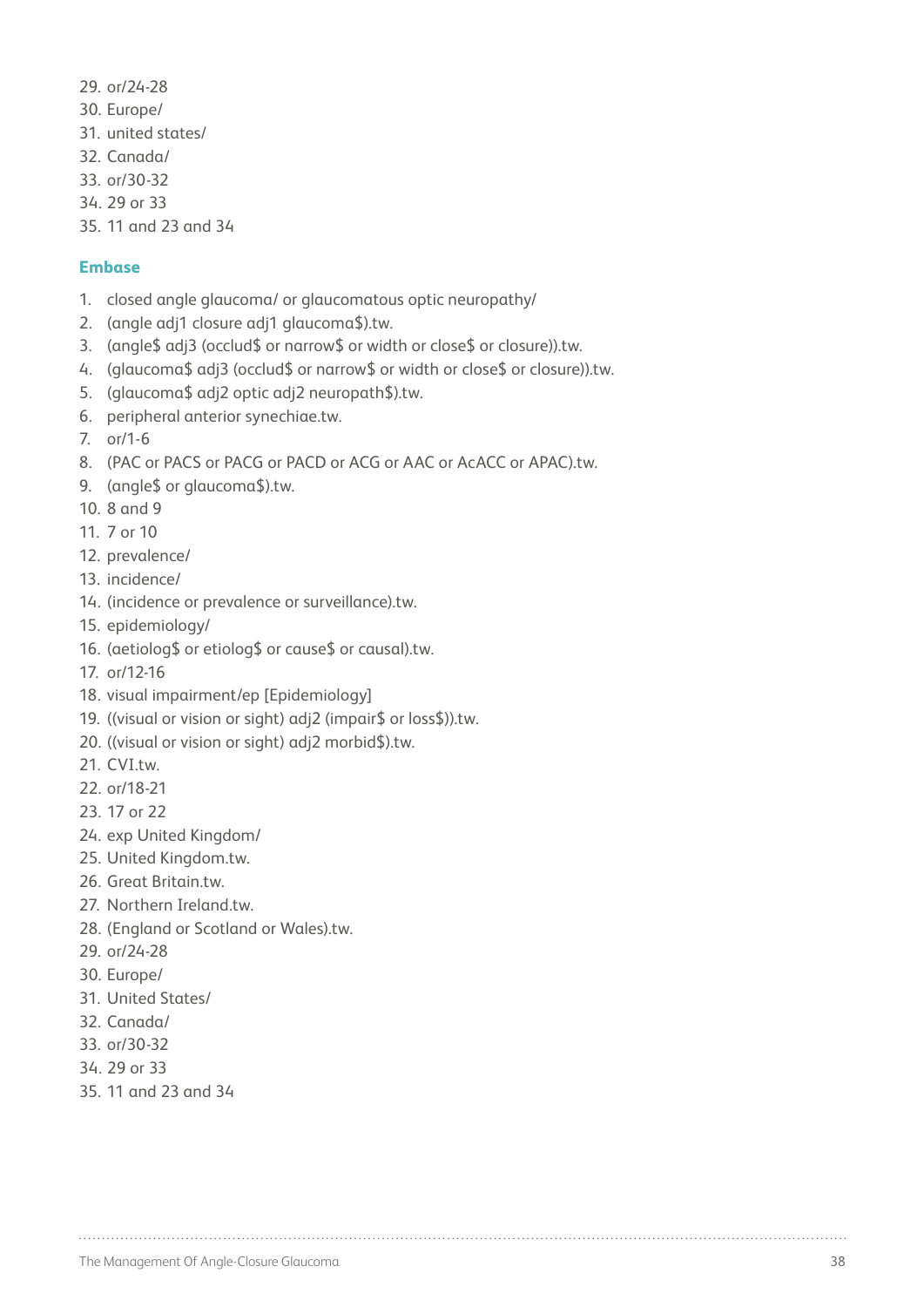29. or/24-28
30. Europe/
31. united states/
32. Canada/
33. or/30-32
34. 29 or 33
35. 11 and 23 and 34

### Embase

1. closed angle glaucoma/ or glaucomatous optic neuropathy/
2. (angle adj1 closure adj1 glaucoma$).tw.
3. (angle$ adj3 (occlud$ or narrow$ or width or close$ or closure)).tw.
4. (glaucoma$ adj3 (occlud$ or narrow$ or width or close$ or closure)).tw.
5. (glaucoma$ adj2 optic adj2 neuropath$).tw.
6. peripheral anterior synechiae.tw.
7. or/1-6
8. (PAC or PACS or PACG or PACD or ACG or AAC or AcACC or APAC).tw.
9. (angle$ or glaucoma$).tw.
10. 8 and 9
11. 7 or 10
12. prevalence/
13. incidence/
14. (incidence or prevalence or surveillance).tw.
15. epidemiology/
16. (aetiolog$ or etiolog$ or cause$ or causal).tw.
17. or/12-16
18. visual impairment/ep [Epidemiology]
19. ((visual or vision or sight) adj2 (impair$ or loss$)).tw.
20. ((visual or vision or sight) adj2 morbid$).tw.
21. CVI.tw.
22. or/18-21
23. 17 or 22
24. exp United Kingdom/
25. United Kingdom.tw.
26. Great Britain.tw.
27. Northern Ireland.tw.
28. (England or Scotland or Wales).tw.
29. or/24-28
30. Europe/
31. United States/
32. Canada/
33. or/30-32
34. 29 or 33
35. 11 and 23 and 34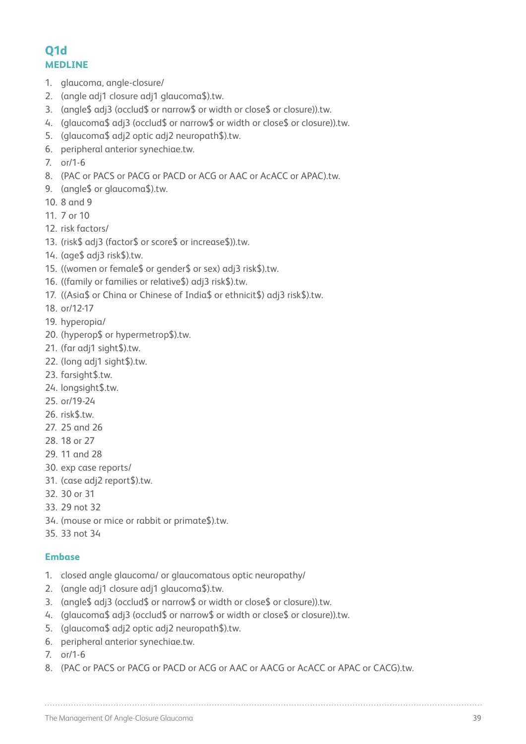## Q1d

### MEDLINE

1. glaucoma, angle-closure/
2. (angle adj1 closure adj1 glaucoma$).tw.
3. (angle$ adj3 (occlud$ or narrow$ or width or close$ or closure)).tw.
4. (glaucoma$ adj3 (occlud$ or narrow$ or width or close$ or closure)).tw.
5. (glaucoma$ adj2 optic adj2 neuropath$).tw.
6. peripheral anterior synechiae.tw.
7. or/1-6
8. (PAC or PACS or PACG or PACD or ACG or AAC or AcACC or APAC).tw.
9. (angle$ or glaucoma$).tw.
10. 8 and 9
11. 7 or 10
12. risk factors/
13. (risk$ adj3 (factor$ or score$ or increase$)).tw.
14. (age$ adj3 risk$).tw.
15. ((women or female$ or gender$ or sex) adj3 risk$).tw.
16. ((family or families or relative$) adj3 risk$).tw.
17. ((Asia$ or China or Chinese of India$ or ethnicit$) adj3 risk$).tw.
18. or/12-17
19. hyperopia/
20. (hyperop$ or hypermetrop$).tw.
21. (far adj1 sight$).tw.
22. (long adj1 sight$).tw.
23. farsight$.tw.
24. longsight$.tw.
25. or/19-24
26. risk$.tw.
27. 25 and 26
28. 18 or 27
29. 11 and 28
30. exp case reports/
31. (case adj2 report$).tw.
32. 30 or 31
33. 29 not 32
34. (mouse or mice or rabbit or primate$).tw.
35. 33 not 34

### Embase

1. closed angle glaucoma/ or glaucomatous optic neuropathy/
2. (angle adj1 closure adj1 glaucoma$).tw.
3. (angle$ adj3 (occlud$ or narrow$ or width or close$ or closure)).tw.
4. (glaucoma$ adj3 (occlud$ or narrow$ or width or close$ or closure)).tw.
5. (glaucoma$ adj2 optic adj2 neuropath$).tw.
6. peripheral anterior synechiae.tw.
7. or/1-6
8. (PAC or PACS or PACG or PACD or ACG or AAC or AACG or AcACC or APAC or CACG).tw.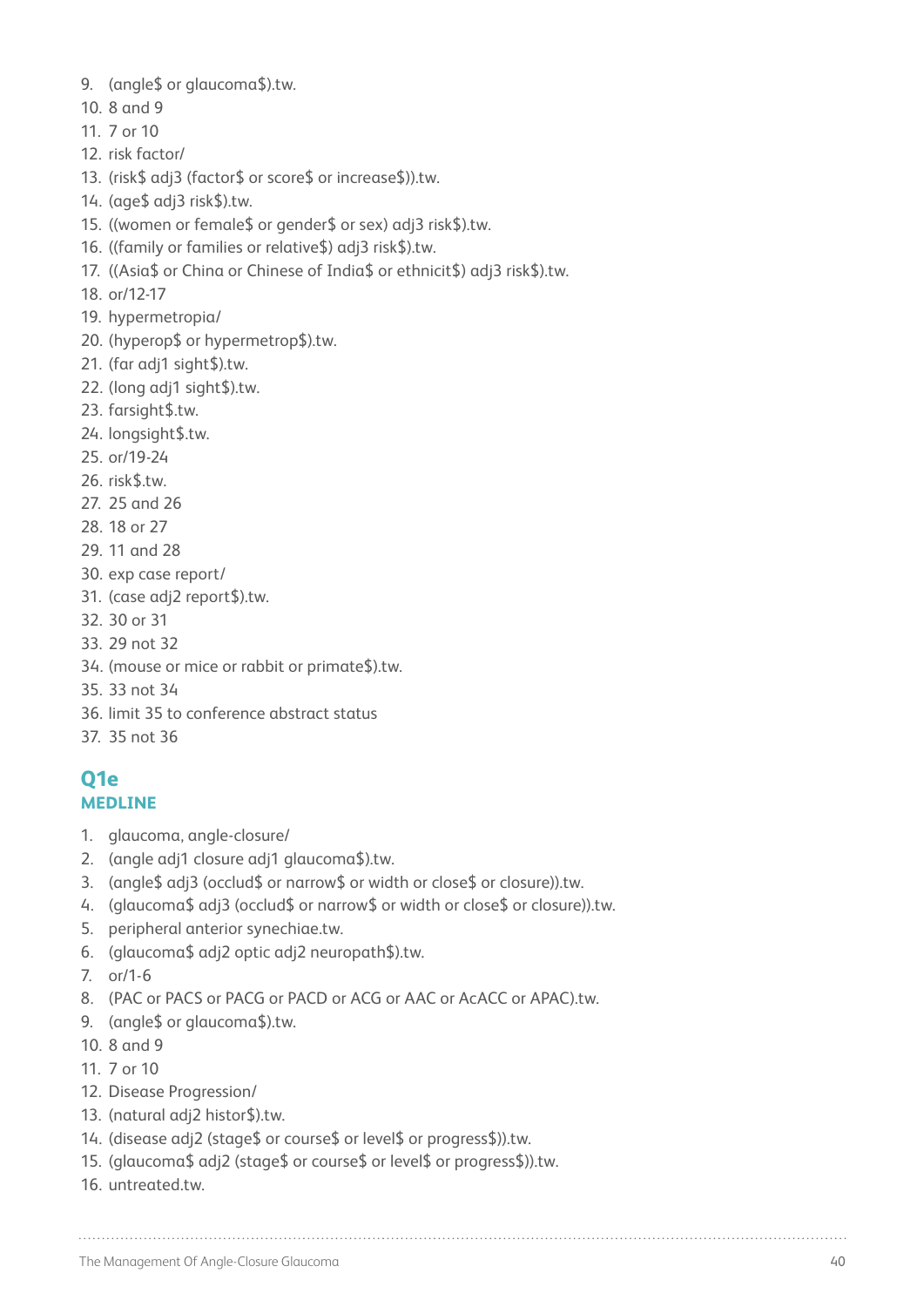9. (angle$ or glaucoma$).tw.
10. 8 and 9
11. 7 or 10
12. risk factor/
13. (risk$ adj3 (factor$ or score$ or increase$)).tw.
14. (age$ adj3 risk$).tw.
15. ((women or female$ or gender$ or sex) adj3 risk$).tw.
16. ((family or families or relative$) adj3 risk$).tw.
17. ((Asia$ or China or Chinese of India$ or ethnicit$) adj3 risk$).tw.
18. or/12-17
19. hypermetropia/
20. (hyperop$ or hypermetrop$).tw.
21. (far adj1 sight$).tw.
22. (long adj1 sight$).tw.
23. farsight$.tw.
24. longsight$.tw.
25. or/19-24
26. risk$.tw.
27. 25 and 26
28. 18 or 27
29. 11 and 28
30. exp case report/
31. (case adj2 report$).tw.
32. 30 or 31
33. 29 not 32
34. (mouse or mice or rabbit or primate$).tw.
35. 33 not 34
36. limit 35 to conference abstract status
37. 35 not 36

## Q1e

### MEDLINE

1. glaucoma, angle-closure/
2. (angle adj1 closure adj1 glaucoma$).tw.
3. (angle$ adj3 (occlud$ or narrow$ or width or close$ or closure)).tw.
4. (glaucoma$ adj3 (occlud$ or narrow$ or width or close$ or closure)).tw.
5. peripheral anterior synechiae.tw.
6. (glaucoma$ adj2 optic adj2 neuropath$).tw.
7. or/1-6
8. (PAC or PACS or PACG or PACD or ACG or AAC or AcACC or APAC).tw.
9. (angle$ or glaucoma$).tw.
10. 8 and 9
11. 7 or 10
12. Disease Progression/
13. (natural adj2 histor$).tw.
14. (disease adj2 (stage$ or course$ or level$ or progress$)).tw.
15. (glaucoma$ adj2 (stage$ or course$ or level$ or progress$)).tw.
16. untreated.tw.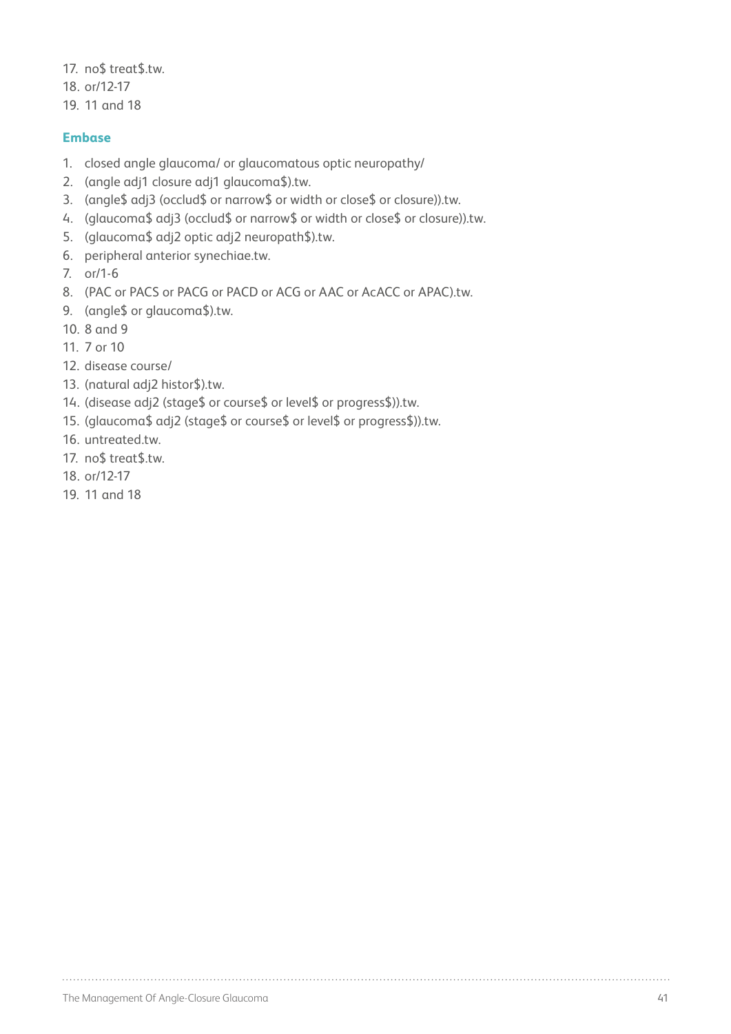17. no$ treat$.tw.
18. or/12-17
19. 11 and 18

### Embase

1. closed angle glaucoma/ or glaucomatous optic neuropathy/
2. (angle adj1 closure adj1 glaucoma$).tw.
3. (angle$ adj3 (occlud$ or narrow$ or width or close$ or closure)).tw.
4. (glaucoma$ adj3 (occlud$ or narrow$ or width or close$ or closure)).tw.
5. (glaucoma$ adj2 optic adj2 neuropath$).tw.
6. peripheral anterior synechiae.tw.
7. or/1-6
8. (PAC or PACS or PACG or PACD or ACG or AAC or AcACC or APAC).tw.
9. (angle$ or glaucoma$).tw.
10. 8 and 9
11. 7 or 10
12. disease course/
13. (natural adj2 histor$).tw.
14. (disease adj2 (stage$ or course$ or level$ or progress$)).tw.
15. (glaucoma$ adj2 (stage$ or course$ or level$ or progress$)).tw.
16. untreated.tw.
17. no$ treat$.tw.
18. or/12-17
19. 11 and 18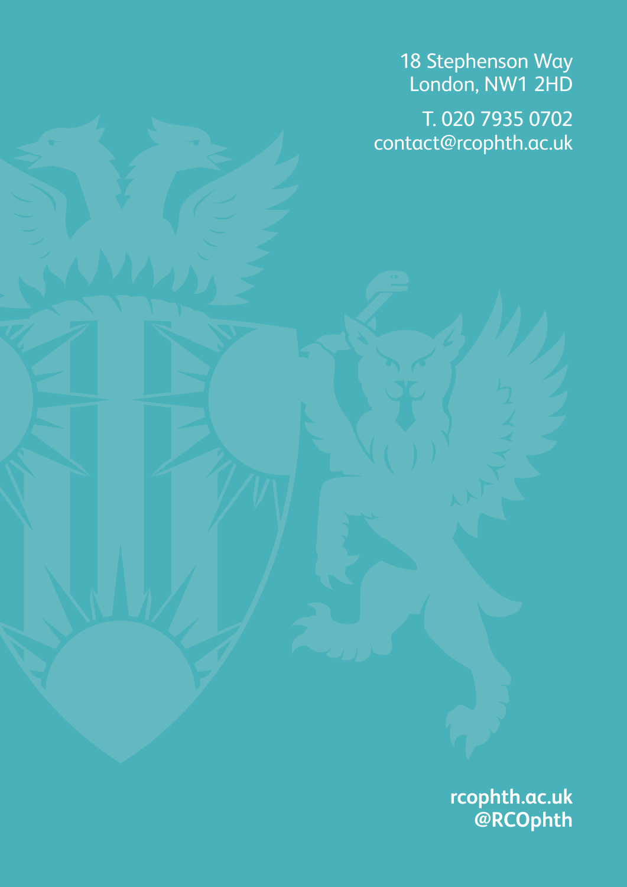18 Stephenson Way
London, NW1 2HD

T. 020 7935 0702
contact@rcophth.ac.uk

**rcophth.ac.uk**
**@RCOphth**